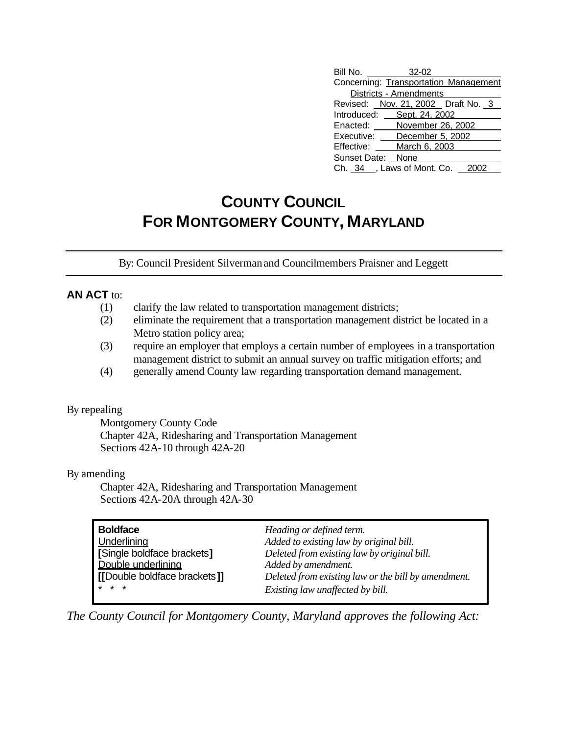| | |
|---|---|
| Bill No. | 32-02 |
| Concerning: | Transportation Management Districts - Amendments |
| Revised: | Nov. 21, 2002 Draft No. 3 |
| Introduced: | Sept. 24, 2002 |
| Enacted: | November 26, 2002 |
| Executive: | December 5, 2002 |
| Effective: | March 6, 2003 |
| Sunset Date: | None |
| Ch. 34, Laws of Mont. Co. | 2002 |

# COUNTY COUNCIL FOR MONTGOMERY COUNTY, MARYLAND

By: Council President Silverman and Councilmembers Praisner and Leggett

**AN ACT** to:

(1) clarify the law related to transportation management districts;
(2) eliminate the requirement that a transportation management district be located in a Metro station policy area;
(3) require an employer that employs a certain number of employees in a transportation management district to submit an annual survey on traffic mitigation efforts; and
(4) generally amend County law regarding transportation demand management.

By repealing
Montgomery County Code
Chapter 42A, Ridesharing and Transportation Management
Sections 42A-10 through 42A-20

By amending
Chapter 42A, Ridesharing and Transportation Management
Sections 42A-20A through 42A-30

| | |
|---|---|
| **Boldface** | *Heading or defined term.* |
| Underlining | *Added to existing law by original bill.* |
| **[**Single boldface brackets**]** | *Deleted from existing law by original bill.* |
| Double underlining | *Added by amendment.* |
| **[[**Double boldface brackets**]]** | *Deleted from existing law or the bill by amendment.* |
| * * * | *Existing law unaffected by bill.* |

*The County Council for Montgomery County, Maryland approves the following Act:*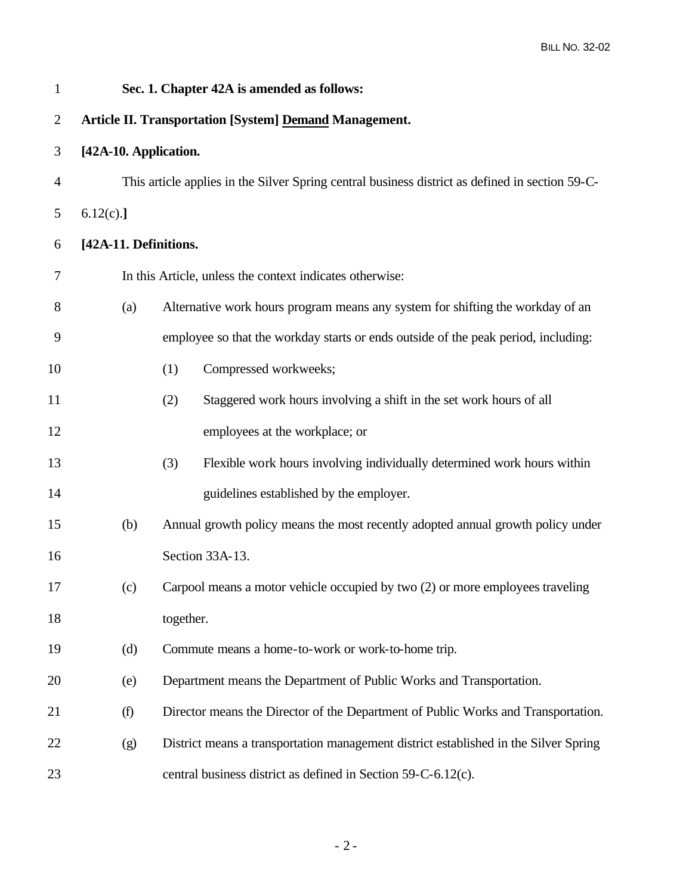**Sec. 1. Chapter 42A is amended as follows:**

**Article II. Transportation [System] <u>Demand</u> Management.**

**[42A-10. Application.**

This article applies in the Silver Spring central business district as defined in section 59-C-6.12(c).**]**

**[42A-11. Definitions.**

In this Article, unless the context indicates otherwise:

(a) Alternative work hours program means any system for shifting the workday of an employee so that the workday starts or ends outside of the peak period, including:

(1) Compressed workweeks;

(2) Staggered work hours involving a shift in the set work hours of all employees at the workplace; or

(3) Flexible work hours involving individually determined work hours within guidelines established by the employer.

(b) Annual growth policy means the most recently adopted annual growth policy under Section 33A-13.

(c) Carpool means a motor vehicle occupied by two (2) or more employees traveling together.

(d) Commute means a home-to-work or work-to-home trip.

(e) Department means the Department of Public Works and Transportation.

(f) Director means the Director of the Department of Public Works and Transportation.

(g) District means a transportation management district established in the Silver Spring central business district as defined in Section 59-C-6.12(c).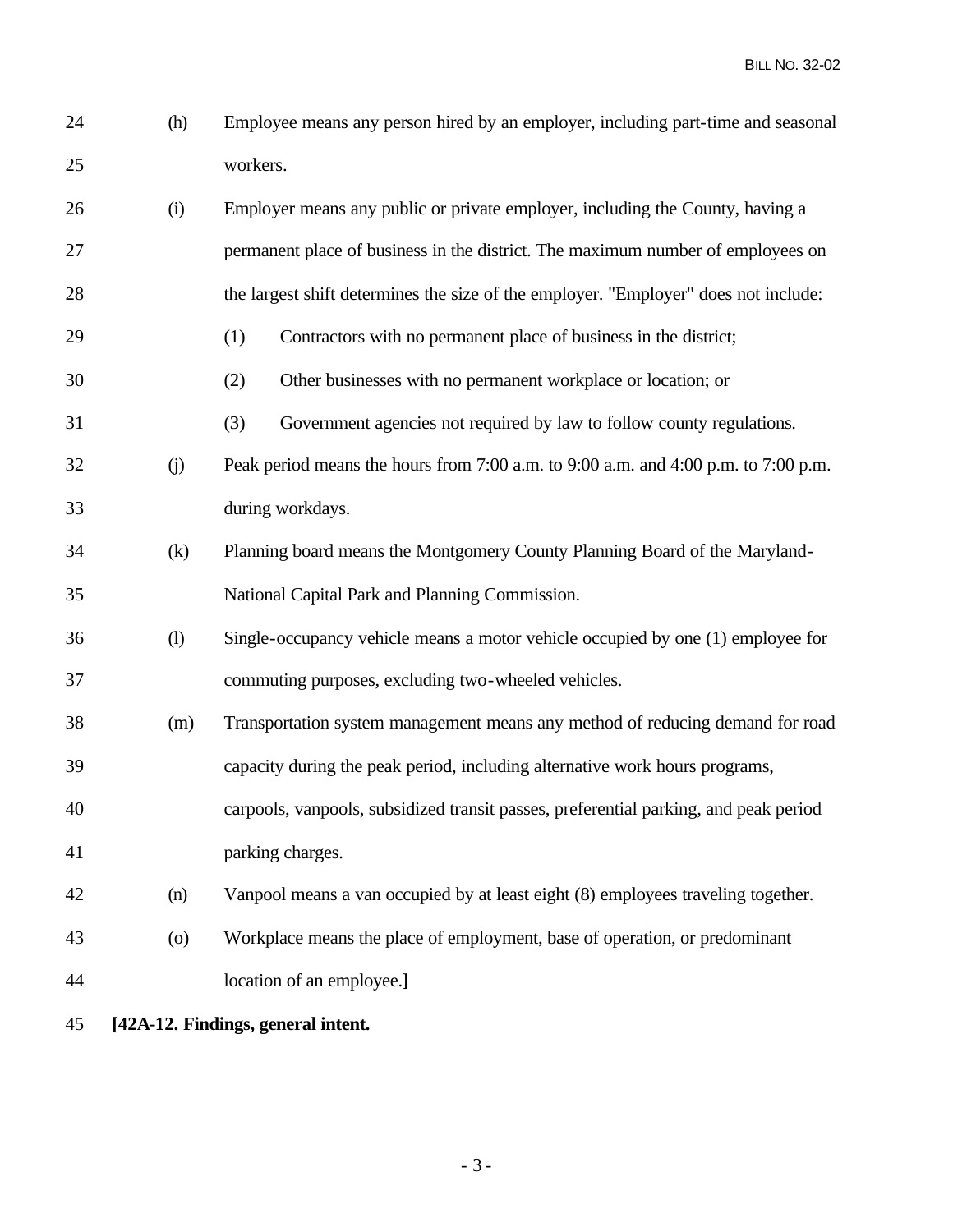24 (h) Employee means any person hired by an employer, including part-time and seasonal
25 workers.

26 (i) Employer means any public or private employer, including the County, having a
27 permanent place of business in the district. The maximum number of employees on
28 the largest shift determines the size of the employer. "Employer" does not include:

29 (1) Contractors with no permanent place of business in the district;

30 (2) Other businesses with no permanent workplace or location; or

31 (3) Government agencies not required by law to follow county regulations.

32 (j) Peak period means the hours from 7:00 a.m. to 9:00 a.m. and 4:00 p.m. to 7:00 p.m.
33 during workdays.

34 (k) Planning board means the Montgomery County Planning Board of the Maryland-
35 National Capital Park and Planning Commission.

36 (l) Single-occupancy vehicle means a motor vehicle occupied by one (1) employee for
37 commuting purposes, excluding two-wheeled vehicles.

38 (m) Transportation system management means any method of reducing demand for road
39 capacity during the peak period, including alternative work hours programs,
40 carpools, vanpools, subsidized transit passes, preferential parking, and peak period
41 parking charges.

42 (n) Vanpool means a van occupied by at least eight (8) employees traveling together.

43 (o) Workplace means the place of employment, base of operation, or predominant
44 location of an employee.**]**

45 **[42A-12. Findings, general intent.**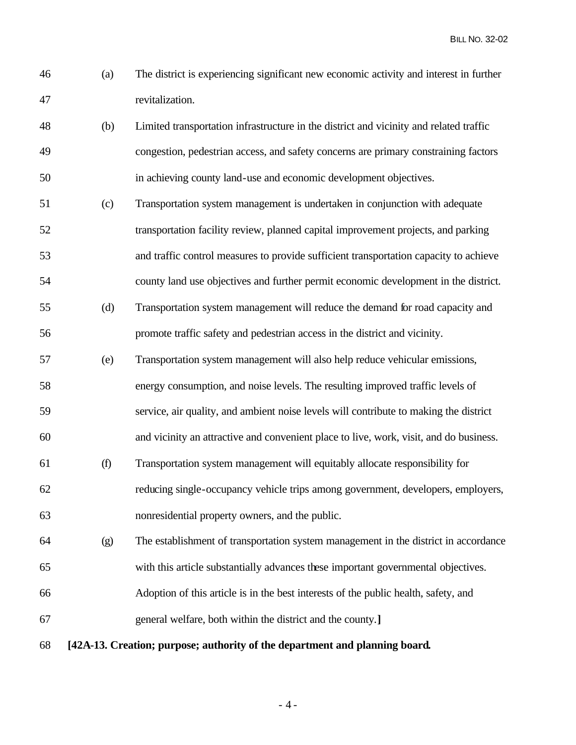46 (a) The district is experiencing significant new economic activity and interest in further
47 revitalization.

48 (b) Limited transportation infrastructure in the district and vicinity and related traffic
49 congestion, pedestrian access, and safety concerns are primary constraining factors
50 in achieving county land-use and economic development objectives.

51 (c) Transportation system management is undertaken in conjunction with adequate
52 transportation facility review, planned capital improvement projects, and parking
53 and traffic control measures to provide sufficient transportation capacity to achieve
54 county land use objectives and further permit economic development in the district.

55 (d) Transportation system management will reduce the demand for road capacity and
56 promote traffic safety and pedestrian access in the district and vicinity.

57 (e) Transportation system management will also help reduce vehicular emissions,
58 energy consumption, and noise levels. The resulting improved traffic levels of
59 service, air quality, and ambient noise levels will contribute to making the district
60 and vicinity an attractive and convenient place to live, work, visit, and do business.

61 (f) Transportation system management will equitably allocate responsibility for
62 reducing single-occupancy vehicle trips among government, developers, employers,
63 nonresidential property owners, and the public.

64 (g) The establishment of transportation system management in the district in accordance
65 with this article substantially advances these important governmental objectives.
66 Adoption of this article is in the best interests of the public health, safety, and
67 general welfare, both within the district and the county.]

68 **[42A-13. Creation; purpose; authority of the department and planning board.**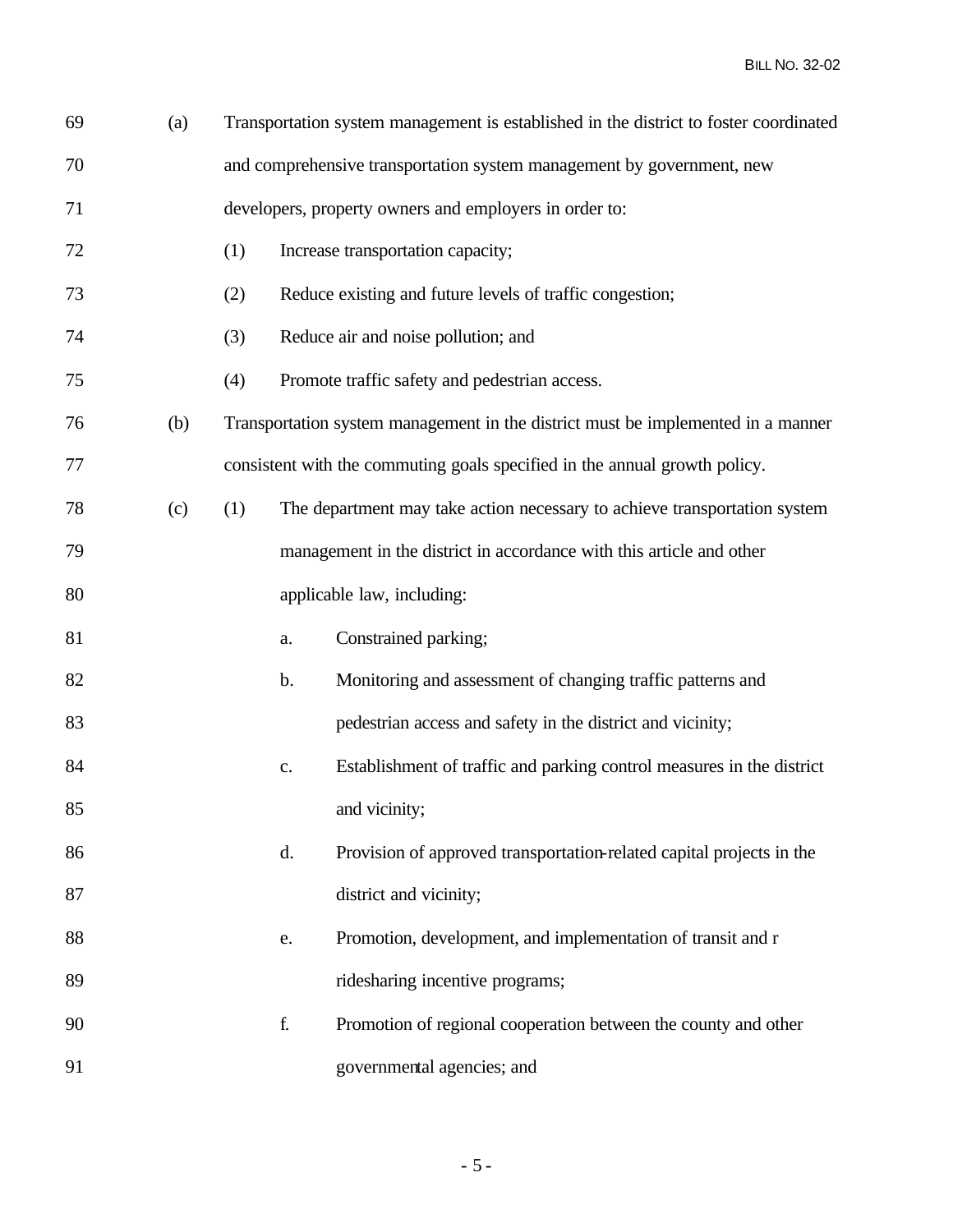(a) Transportation system management is established in the district to foster coordinated and comprehensive transportation system management by government, new developers, property owners and employers in order to:

(1) Increase transportation capacity;

(2) Reduce existing and future levels of traffic congestion;

(3) Reduce air and noise pollution; and

(4) Promote traffic safety and pedestrian access.

(b) Transportation system management in the district must be implemented in a manner consistent with the commuting goals specified in the annual growth policy.

(c) (1) The department may take action necessary to achieve transportation system management in the district in accordance with this article and other applicable law, including:

a. Constrained parking;

b. Monitoring and assessment of changing traffic patterns and pedestrian access and safety in the district and vicinity;

c. Establishment of traffic and parking control measures in the district and vicinity;

d. Provision of approved transportation-related capital projects in the district and vicinity;

e. Promotion, development, and implementation of transit and r ridesharing incentive programs;

f. Promotion of regional cooperation between the county and other governmental agencies; and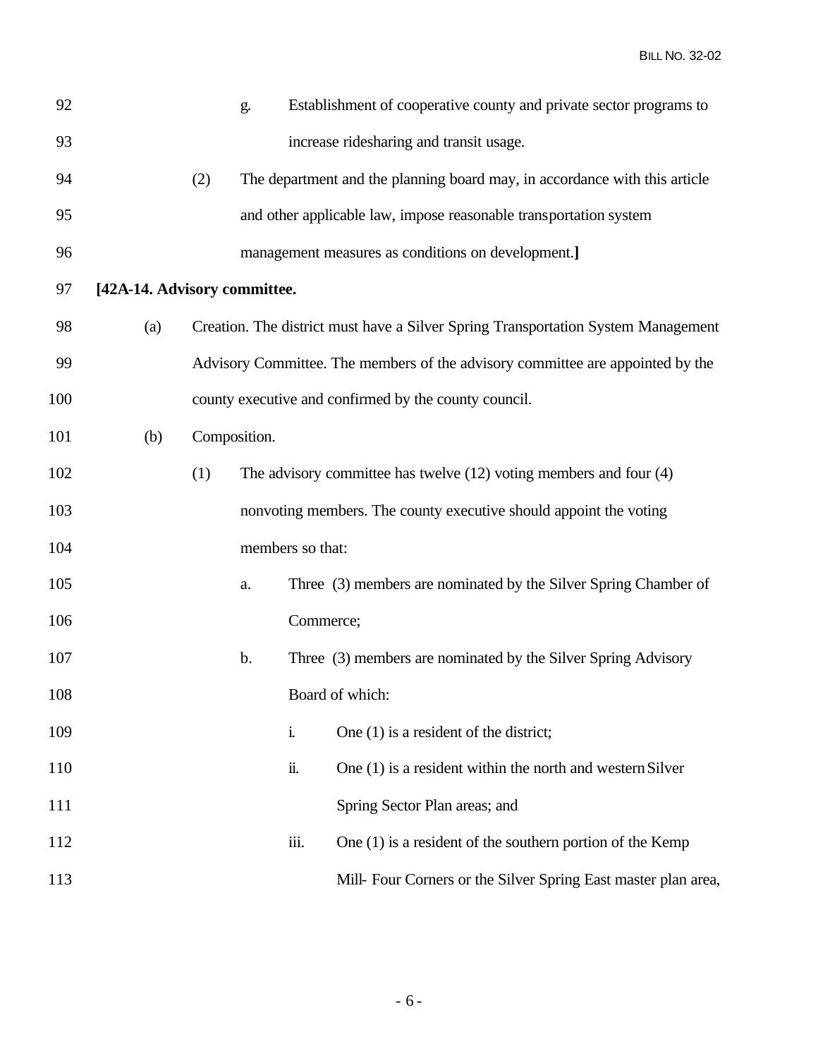g. Establishment of cooperative county and private sector programs to increase ridesharing and transit usage.

(2) The department and the planning board may, in accordance with this article and other applicable law, impose reasonable transportation system management measures as conditions on development.]

**[42A-14. Advisory committee.**

(a) Creation. The district must have a Silver Spring Transportation System Management Advisory Committee. The members of the advisory committee are appointed by the county executive and confirmed by the county council.

(b) Composition.

(1) The advisory committee has twelve (12) voting members and four (4) nonvoting members. The county executive should appoint the voting members so that:

a. Three (3) members are nominated by the Silver Spring Chamber of Commerce;

b. Three (3) members are nominated by the Silver Spring Advisory Board of which:

i. One (1) is a resident of the district;

ii. One (1) is a resident within the north and western Silver Spring Sector Plan areas; and

iii. One (1) is a resident of the southern portion of the Kemp Mill- Four Corners or the Silver Spring East master plan area,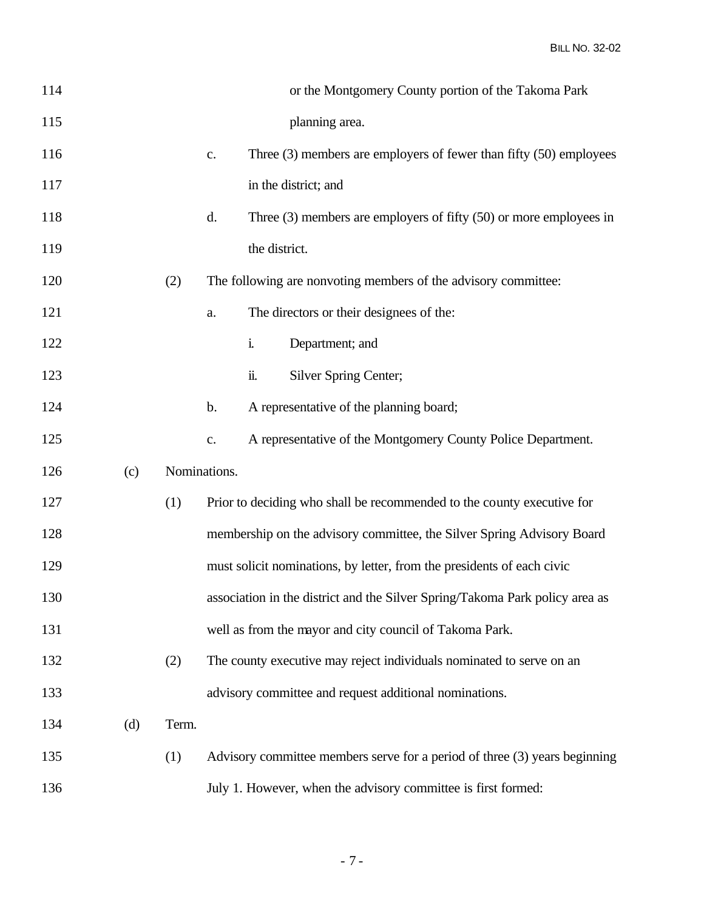or the Montgomery County portion of the Takoma Park planning area.

c. Three (3) members are employers of fewer than fifty (50) employees in the district; and

d. Three (3) members are employers of fifty (50) or more employees in the district.

(2) The following are nonvoting members of the advisory committee:

a. The directors or their designees of the:

i. Department; and

ii. Silver Spring Center;

b. A representative of the planning board;

c. A representative of the Montgomery County Police Department.

(c) Nominations.

(1) Prior to deciding who shall be recommended to the county executive for membership on the advisory committee, the Silver Spring Advisory Board must solicit nominations, by letter, from the presidents of each civic association in the district and the Silver Spring/Takoma Park policy area as well as from the mayor and city council of Takoma Park.

(2) The county executive may reject individuals nominated to serve on an advisory committee and request additional nominations.

(d) Term.

(1) Advisory committee members serve for a period of three (3) years beginning July 1. However, when the advisory committee is first formed: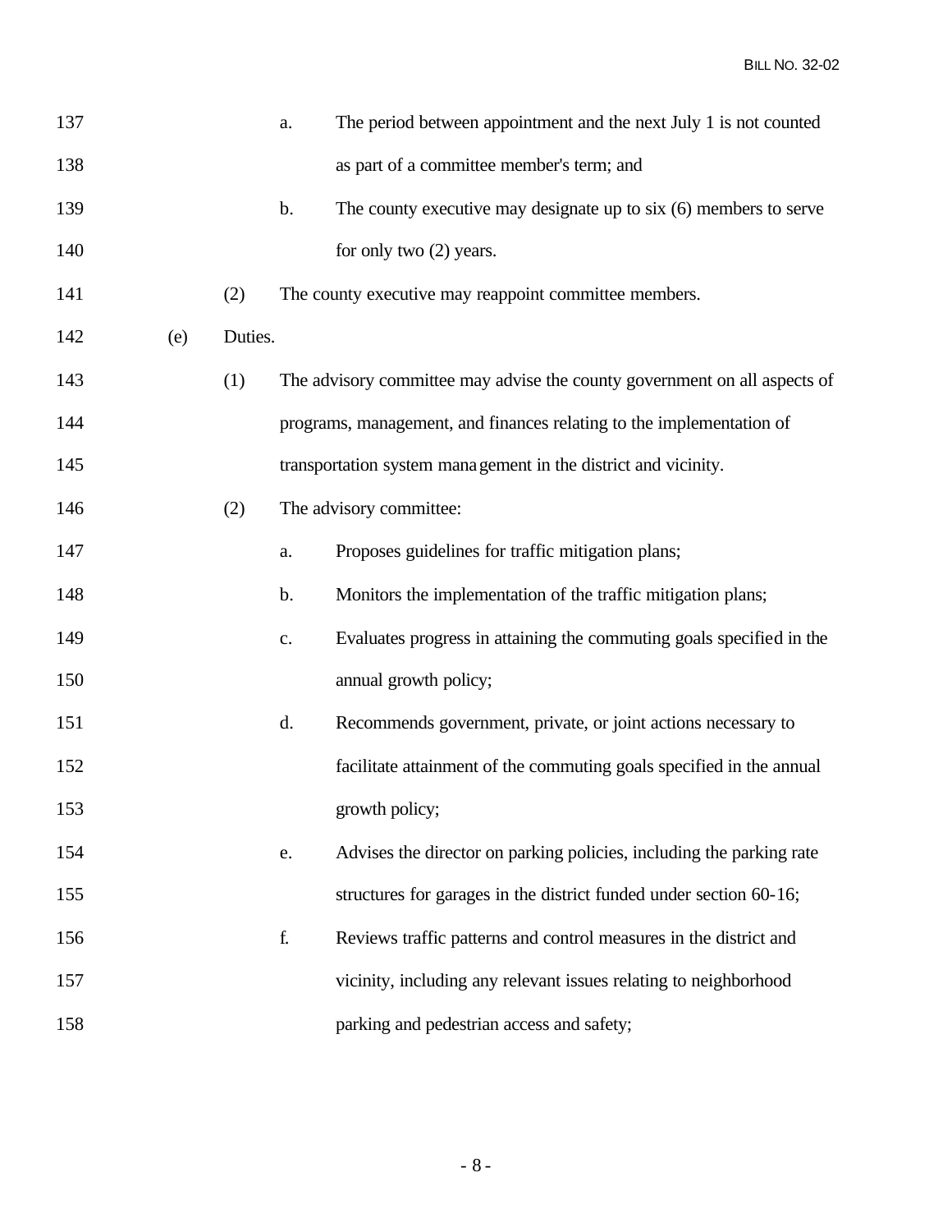a. The period between appointment and the next July 1 is not counted as part of a committee member's term; and

b. The county executive may designate up to six (6) members to serve for only two (2) years.

(2) The county executive may reappoint committee members.

(e) Duties.

(1) The advisory committee may advise the county government on all aspects of programs, management, and finances relating to the implementation of transportation system management in the district and vicinity.

(2) The advisory committee:

a. Proposes guidelines for traffic mitigation plans;

b. Monitors the implementation of the traffic mitigation plans;

c. Evaluates progress in attaining the commuting goals specified in the annual growth policy;

d. Recommends government, private, or joint actions necessary to facilitate attainment of the commuting goals specified in the annual growth policy;

e. Advises the director on parking policies, including the parking rate structures for garages in the district funded under section 60-16;

f. Reviews traffic patterns and control measures in the district and vicinity, including any relevant issues relating to neighborhood parking and pedestrian access and safety;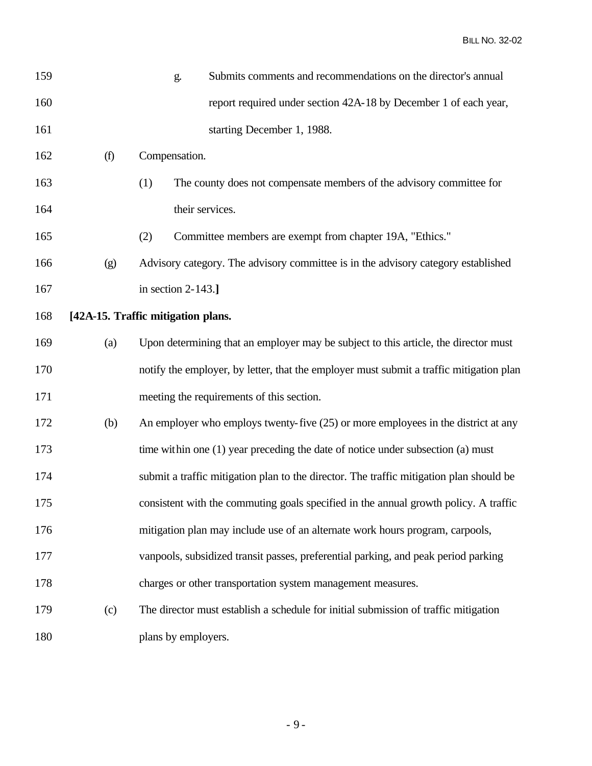g. Submits comments and recommendations on the director's annual report required under section 42A-18 by December 1 of each year, starting December 1, 1988.

(f) Compensation.

(1) The county does not compensate members of the advisory committee for their services.

(2) Committee members are exempt from chapter 19A, "Ethics."

(g) Advisory category. The advisory committee is in the advisory category established in section 2-143.**]**

**[42A-15. Traffic mitigation plans.**

(a) Upon determining that an employer may be subject to this article, the director must notify the employer, by letter, that the employer must submit a traffic mitigation plan meeting the requirements of this section.

(b) An employer who employs twenty-five (25) or more employees in the district at any time within one (1) year preceding the date of notice under subsection (a) must submit a traffic mitigation plan to the director. The traffic mitigation plan should be consistent with the commuting goals specified in the annual growth policy. A traffic mitigation plan may include use of an alternate work hours program, carpools, vanpools, subsidized transit passes, preferential parking, and peak period parking charges or other transportation system management measures.

(c) The director must establish a schedule for initial submission of traffic mitigation plans by employers.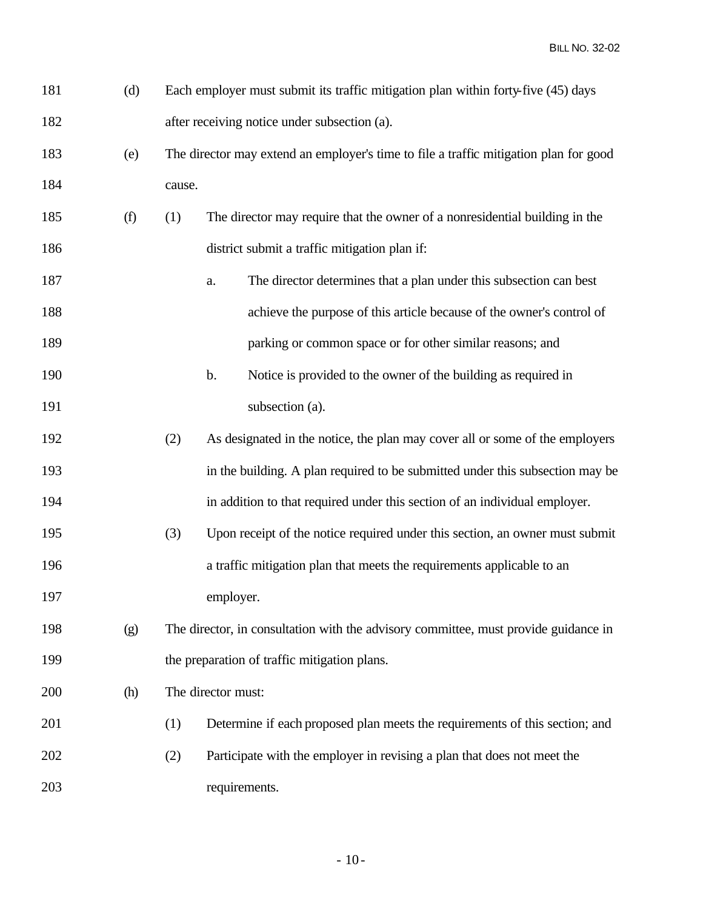(d) Each employer must submit its traffic mitigation plan within forty-five (45) days after receiving notice under subsection (a).

(e) The director may extend an employer's time to file a traffic mitigation plan for good cause.

(f) (1) The director may require that the owner of a nonresidential building in the district submit a traffic mitigation plan if:

a. The director determines that a plan under this subsection can best achieve the purpose of this article because of the owner's control of parking or common space or for other similar reasons; and

b. Notice is provided to the owner of the building as required in subsection (a).

(2) As designated in the notice, the plan may cover all or some of the employers in the building. A plan required to be submitted under this subsection may be in addition to that required under this section of an individual employer.

(3) Upon receipt of the notice required under this section, an owner must submit a traffic mitigation plan that meets the requirements applicable to an employer.

(g) The director, in consultation with the advisory committee, must provide guidance in the preparation of traffic mitigation plans.

(h) The director must:

(1) Determine if each proposed plan meets the requirements of this section; and

(2) Participate with the employer in revising a plan that does not meet the requirements.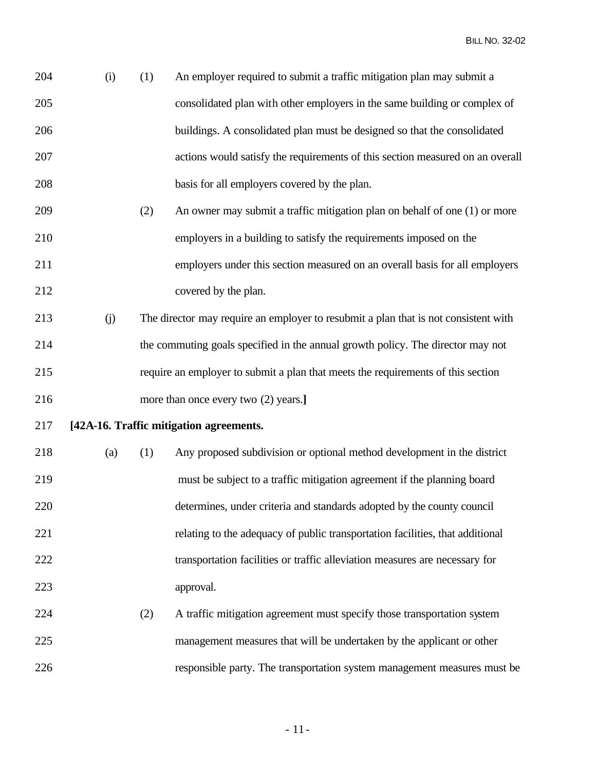(i) (1) An employer required to submit a traffic mitigation plan may submit a consolidated plan with other employers in the same building or complex of buildings. A consolidated plan must be designed so that the consolidated actions would satisfy the requirements of this section measured on an overall basis for all employers covered by the plan.

(2) An owner may submit a traffic mitigation plan on behalf of one (1) or more employers in a building to satisfy the requirements imposed on the employers under this section measured on an overall basis for all employers covered by the plan.

(j) The director may require an employer to resubmit a plan that is not consistent with the commuting goals specified in the annual growth policy. The director may not require an employer to submit a plan that meets the requirements of this section more than once every two (2) years.**]**

**[42A-16. Traffic mitigation agreements.**

(a) (1) Any proposed subdivision or optional method development in the district must be subject to a traffic mitigation agreement if the planning board determines, under criteria and standards adopted by the county council relating to the adequacy of public transportation facilities, that additional transportation facilities or traffic alleviation measures are necessary for approval.

(2) A traffic mitigation agreement must specify those transportation system management measures that will be undertaken by the applicant or other responsible party. The transportation system management measures must be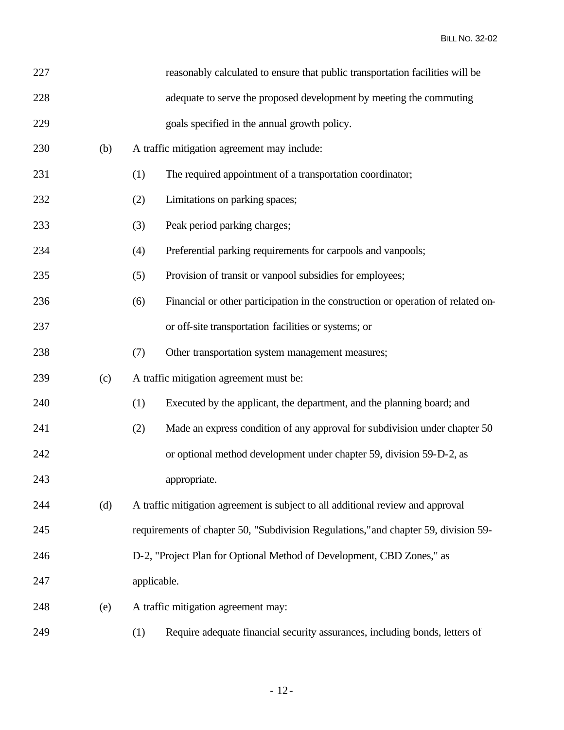227 reasonably calculated to ensure that public transportation facilities will be

228 adequate to serve the proposed development by meeting the commuting

229 goals specified in the annual growth policy.

230 (b) A traffic mitigation agreement may include:

231 (1) The required appointment of a transportation coordinator;

232 (2) Limitations on parking spaces;

233 (3) Peak period parking charges;

234 (4) Preferential parking requirements for carpools and vanpools;

235 (5) Provision of transit or vanpool subsidies for employees;

236 (6) Financial or other participation in the construction or operation of related on-

237 or off-site transportation facilities or systems; or

238 (7) Other transportation system management measures;

239 (c) A traffic mitigation agreement must be:

240 (1) Executed by the applicant, the department, and the planning board; and

241 (2) Made an express condition of any approval for subdivision under chapter 50

242 or optional method development under chapter 59, division 59-D-2, as

243 appropriate.

244 (d) A traffic mitigation agreement is subject to all additional review and approval

245 requirements of chapter 50, "Subdivision Regulations," and chapter 59, division 59-

246 D-2, "Project Plan for Optional Method of Development, CBD Zones," as

247 applicable.

248 (e) A traffic mitigation agreement may:

249 (1) Require adequate financial security assurances, including bonds, letters of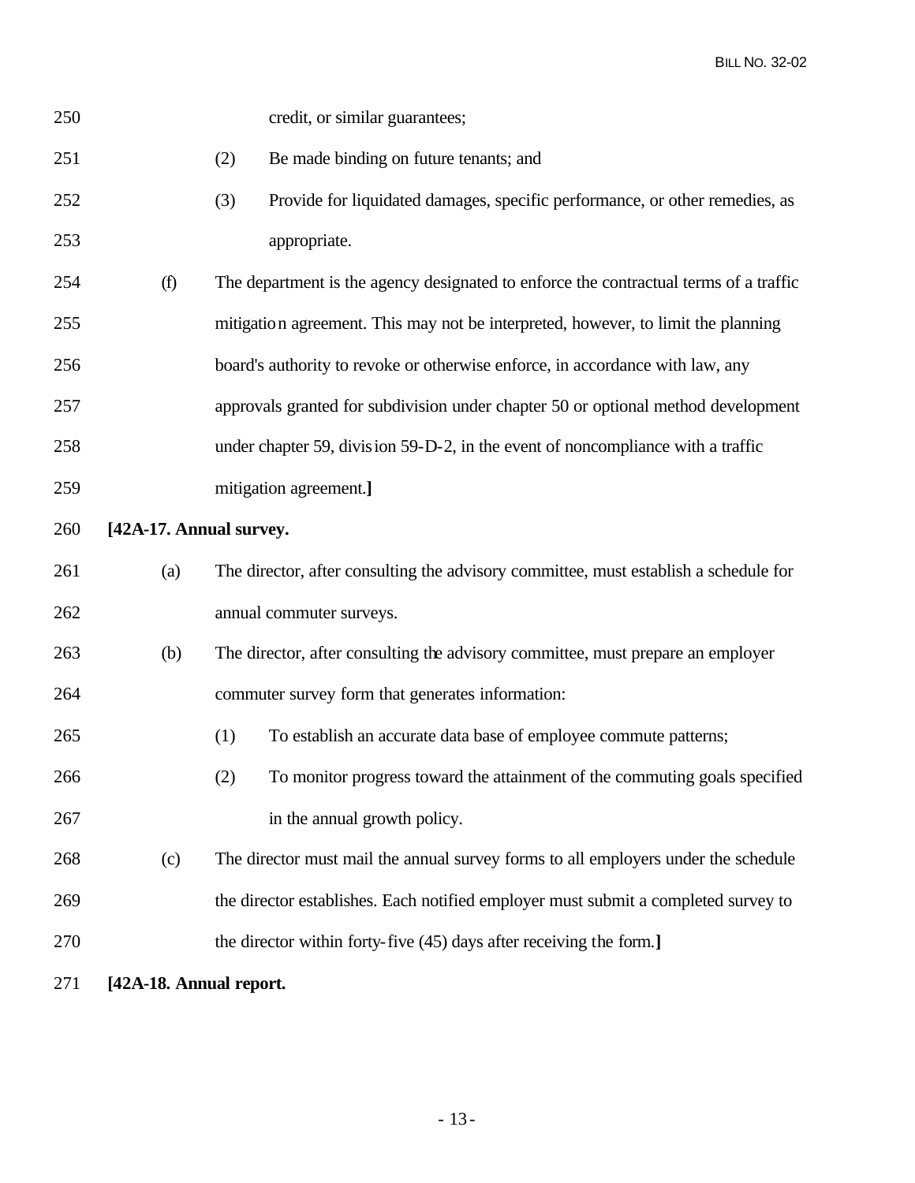credit, or similar guarantees;

(2) Be made binding on future tenants; and

(3) Provide for liquidated damages, specific performance, or other remedies, as appropriate.

(f) The department is the agency designated to enforce the contractual terms of a traffic mitigation agreement. This may not be interpreted, however, to limit the planning board's authority to revoke or otherwise enforce, in accordance with law, any approvals granted for subdivision under chapter 50 or optional method development under chapter 59, division 59-D-2, in the event of noncompliance with a traffic mitigation agreement.**]**

**[42A-17. Annual survey.**

(a) The director, after consulting the advisory committee, must establish a schedule for annual commuter surveys.

(b) The director, after consulting the advisory committee, must prepare an employer commuter survey form that generates information:

(1) To establish an accurate data base of employee commute patterns;

(2) To monitor progress toward the attainment of the commuting goals specified in the annual growth policy.

(c) The director must mail the annual survey forms to all employers under the schedule the director establishes. Each notified employer must submit a completed survey to the director within forty-five (45) days after receiving the form.**]**

**[42A-18. Annual report.**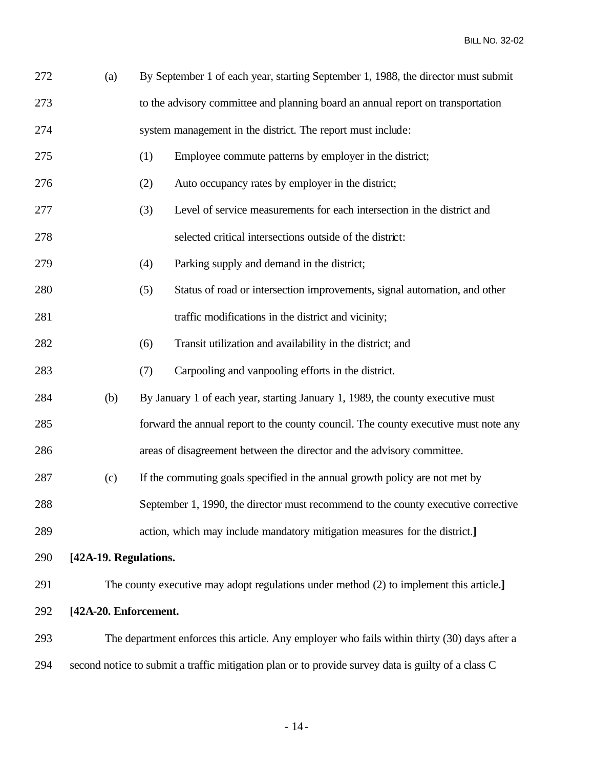(a) By September 1 of each year, starting September 1, 1988, the director must submit to the advisory committee and planning board an annual report on transportation system management in the district. The report must include:

(1) Employee commute patterns by employer in the district;

(2) Auto occupancy rates by employer in the district;

(3) Level of service measurements for each intersection in the district and selected critical intersections outside of the district:

(4) Parking supply and demand in the district;

(5) Status of road or intersection improvements, signal automation, and other traffic modifications in the district and vicinity;

(6) Transit utilization and availability in the district; and

(7) Carpooling and vanpooling efforts in the district.

(b) By January 1 of each year, starting January 1, 1989, the county executive must forward the annual report to the county council. The county executive must note any areas of disagreement between the director and the advisory committee.

(c) If the commuting goals specified in the annual growth policy are not met by September 1, 1990, the director must recommend to the county executive corrective action, which may include mandatory mitigation measures for the district.**]**

**[42A-19. Regulations.**

The county executive may adopt regulations under method (2) to implement this article.**]**

**[42A-20. Enforcement.**

The department enforces this article. Any employer who fails within thirty (30) days after a second notice to submit a traffic mitigation plan or to provide survey data is guilty of a class C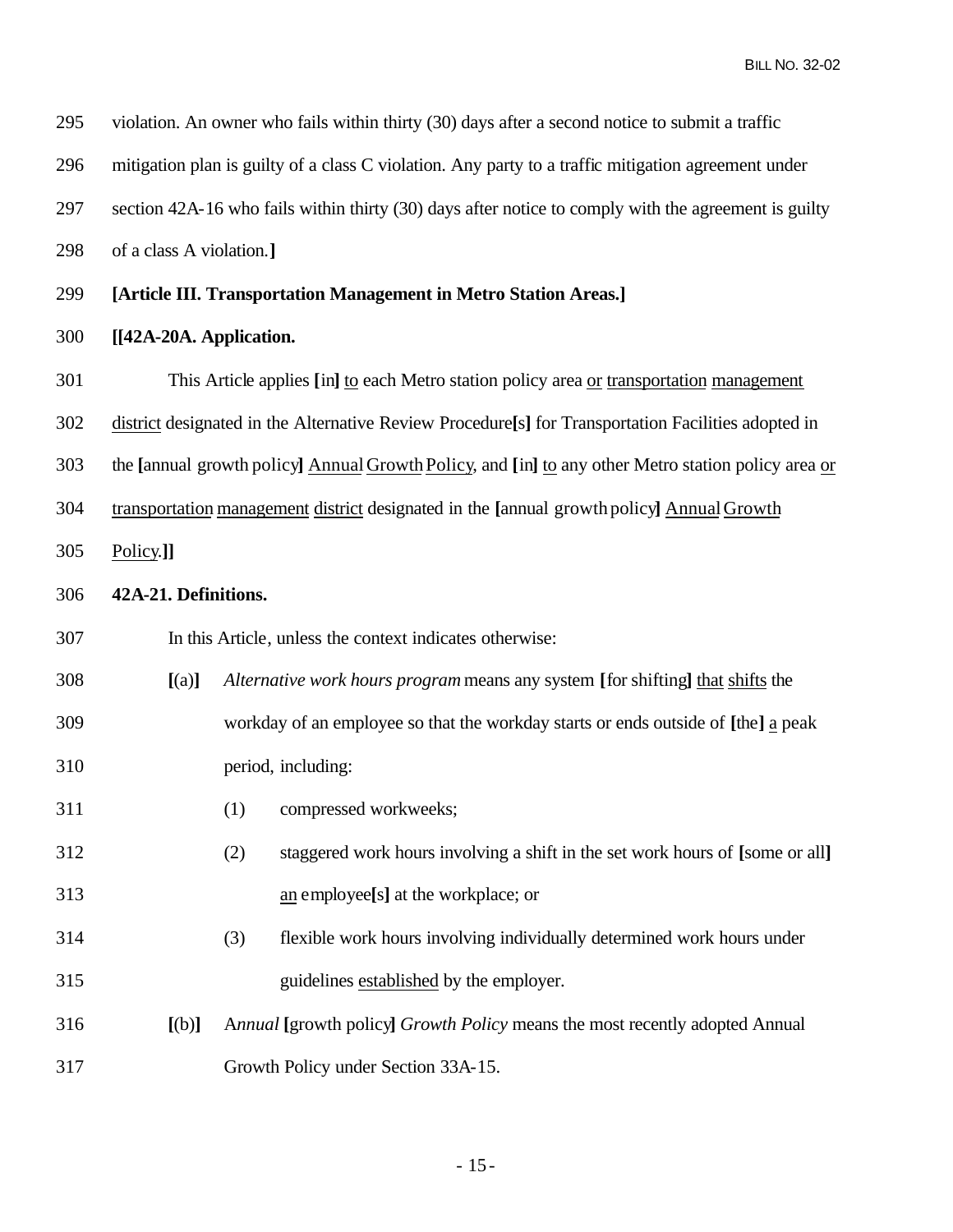violation. An owner who fails within thirty (30) days after a second notice to submit a traffic mitigation plan is guilty of a class C violation. Any party to a traffic mitigation agreement under section 42A-16 who fails within thirty (30) days after notice to comply with the agreement is guilty of a class A violation.**]**

**[Article III. Transportation Management in Metro Station Areas.]**

**[[42A-20A. Application.**

This Article applies **[**in**]** <u>to</u> each Metro station policy area <u>or</u> <u>transportation</u> <u>management</u> <u>district</u> designated in the Alternative Review Procedure**[**s**]** for Transportation Facilities adopted in the **[**annual growth policy**]** <u>Annual</u> <u>Growth</u> <u>Policy</u>, and **[**in**]** <u>to</u> any other Metro station policy area <u>or</u> <u>transportation</u> <u>management</u> <u>district</u> designated in the **[**annual growth policy**]** <u>Annual</u> <u>Growth</u> <u>Policy</u>.**]]**

**42A-21. Definitions.**

In this Article, unless the context indicates otherwise:

**[**(a)**]** *Alternative work hours program* means any system **[**for shifting**]** <u>that</u> <u>shifts</u> the workday of an employee so that the workday starts or ends outside of **[**the**]** <u>a</u> peak period, including:

(1) compressed workweeks;

(2) staggered work hours involving a shift in the set work hours of **[**some or all**]** <u>an</u> employee**[**s**]** at the workplace; or

(3) flexible work hours involving individually determined work hours under guidelines <u>established</u> by the employer.

**[**(b)**]** A*nnual* **[**growth policy**]** *Growth Policy* means the most recently adopted Annual Growth Policy under Section 33A-15.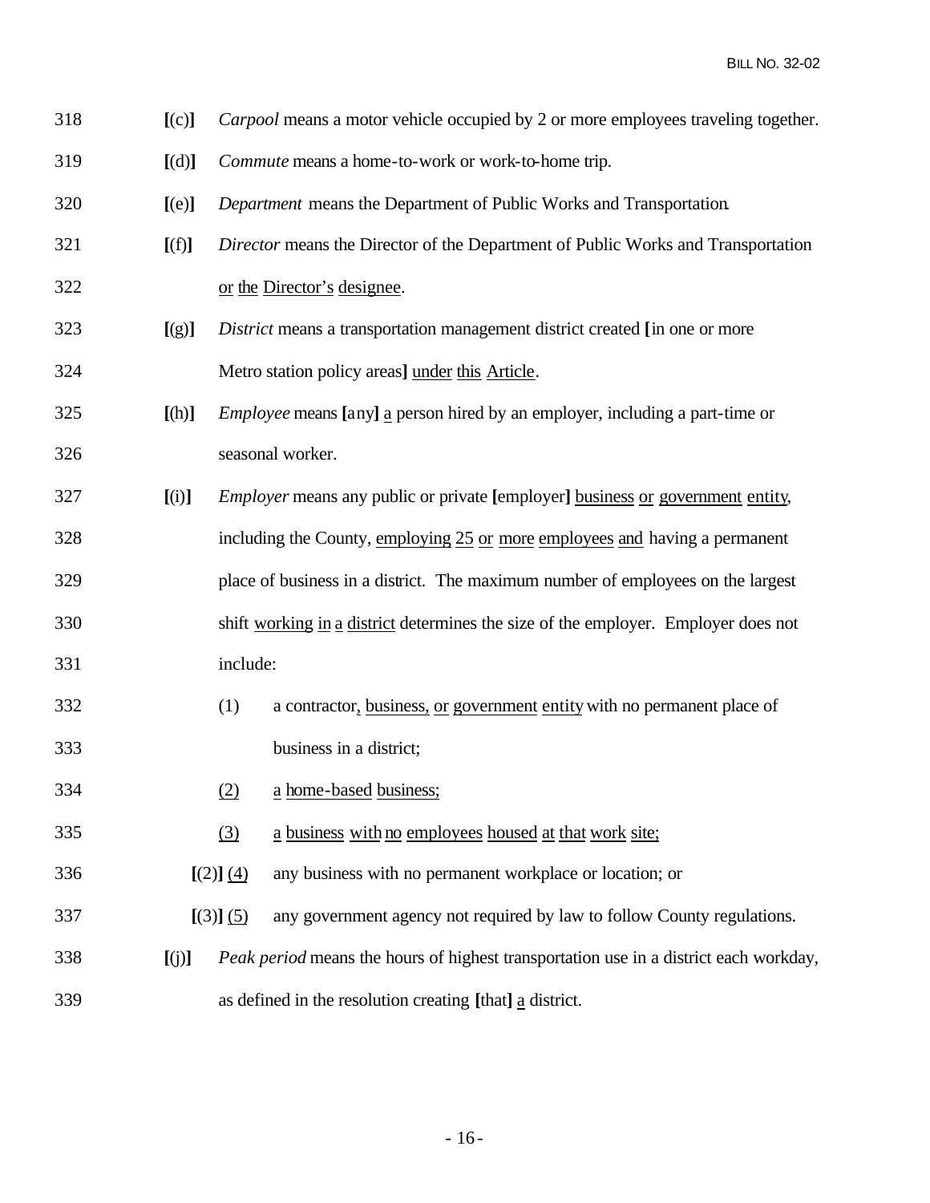318 **[**(c)**]** *Carpool* means a motor vehicle occupied by 2 or more employees traveling together.

319 **[**(d)**]** *Commute* means a home-to-work or work-to-home trip.

320 **[**(e)**]** *Department* means the Department of Public Works and Transportation.

321 **[**(f)**]** *Director* means the Director of the Department of Public Works and Transportation

322 <u>or the Director's designee</u>.

323 **[**(g)**]** *District* means a transportation management district created **[**in one or more

324 Metro station policy areas**]** <u>under this Article</u>.

325 **[**(h)**]** *Employee* means **[**any**]** <u>a</u> person hired by an employer, including a part-time or

326 seasonal worker.

327 **[**(i)**]** *Employer* means any public or private **[**employer**]** <u>business or government entity</u>,

328 including the County, <u>employing 25 or more employees and</u> having a permanent

329 place of business in a district. The maximum number of employees on the largest

330 shift <u>working in a district</u> determines the size of the employer. Employer does not

331 include:

332 (1) a contractor<u>, business, or government entity</u> with no permanent place of

333 business in a district;

334 <u>(2)</u> <u>a home-based business;</u>

335 <u>(3)</u> <u>a business with no employees housed at that work site;</u>

336 **[**(2)**]** <u>(4)</u> any business with no permanent workplace or location; or

337 **[**(3)**]** <u>(5)</u> any government agency not required by law to follow County regulations.

338 **[**(j)**]** *Peak period* means the hours of highest transportation use in a district each workday,

339 as defined in the resolution creating **[**that**]** <u>a</u> district.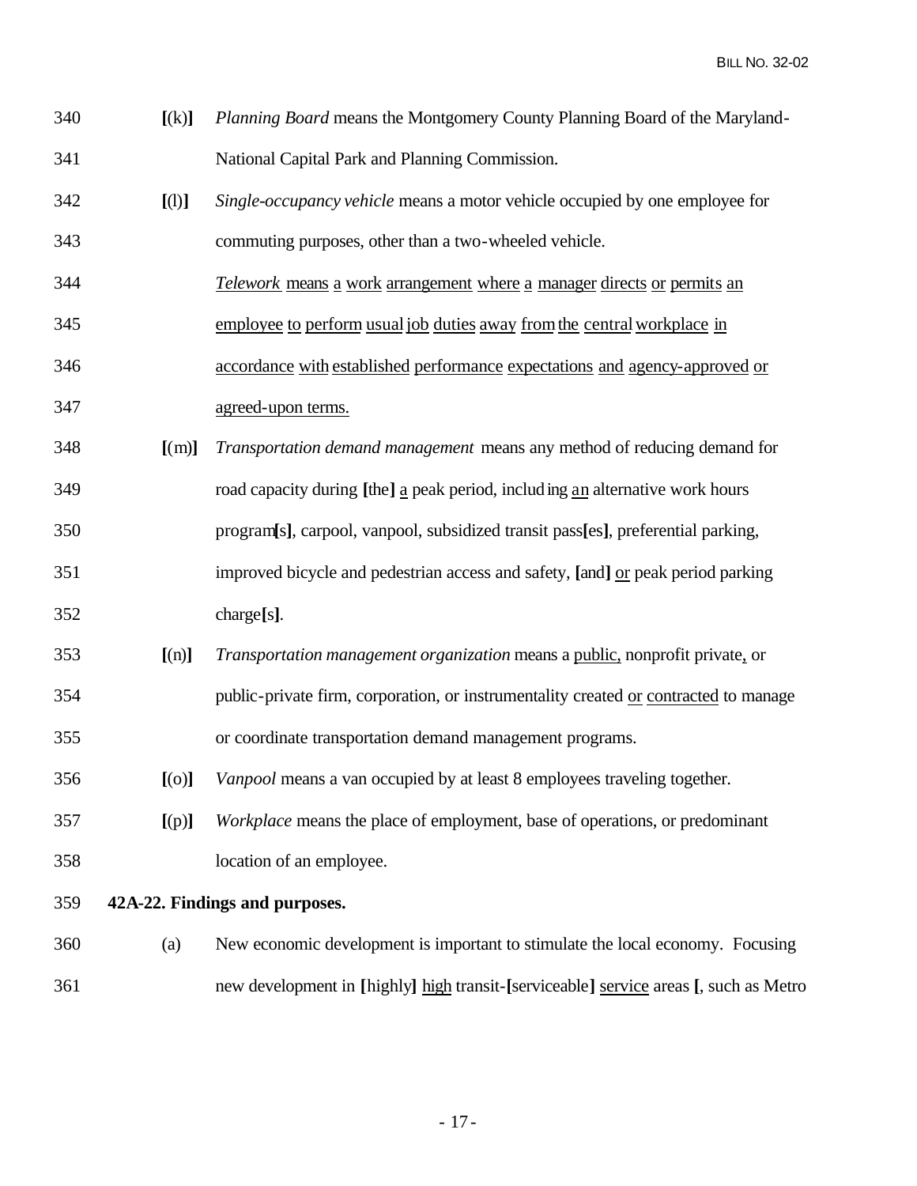340 **[**(k)**]** *Planning Board* means the Montgomery County Planning Board of the Maryland-

341 National Capital Park and Planning Commission.

342 **[**(l)**]** *Single-occupancy vehicle* means a motor vehicle occupied by one employee for

343 commuting purposes, other than a two-wheeled vehicle.

344 <u>*Telework* means a work arrangement where a manager directs or permits an</u>

345 <u>employee to perform usual job duties away from the central workplace in</u>

346 <u>accordance with established performance expectations and agency-approved or</u>

347 <u>agreed-upon terms.</u>

348 **[**(m)**]** *Transportation demand management* means any method of reducing demand for

349 road capacity during **[**the**]** <u>a</u> peak period, including <u>an</u> alternative work hours

350 program**[**s**]**, carpool, vanpool, subsidized transit pass**[**es**]**, preferential parking,

351 improved bicycle and pedestrian access and safety, **[**and**]** <u>or</u> peak period parking

352 charge**[**s**]**.

353 **[**(n)**]** *Transportation management organization* means a <u>public,</u> nonprofit private<u>,</u> or

354 public-private firm, corporation, or instrumentality created <u>or contracted</u> to manage

355 or coordinate transportation demand management programs.

356 **[**(o)**]** *Vanpool* means a van occupied by at least 8 employees traveling together.

357 **[**(p)**]** *Workplace* means the place of employment, base of operations, or predominant

358 location of an employee.

359 **42A-22. Findings and purposes.**

360 (a) New economic development is important to stimulate the local economy. Focusing

361 new development in **[**highly**]** <u>high</u> transit-**[**serviceable**]** <u>service</u> areas **[**, such as Metro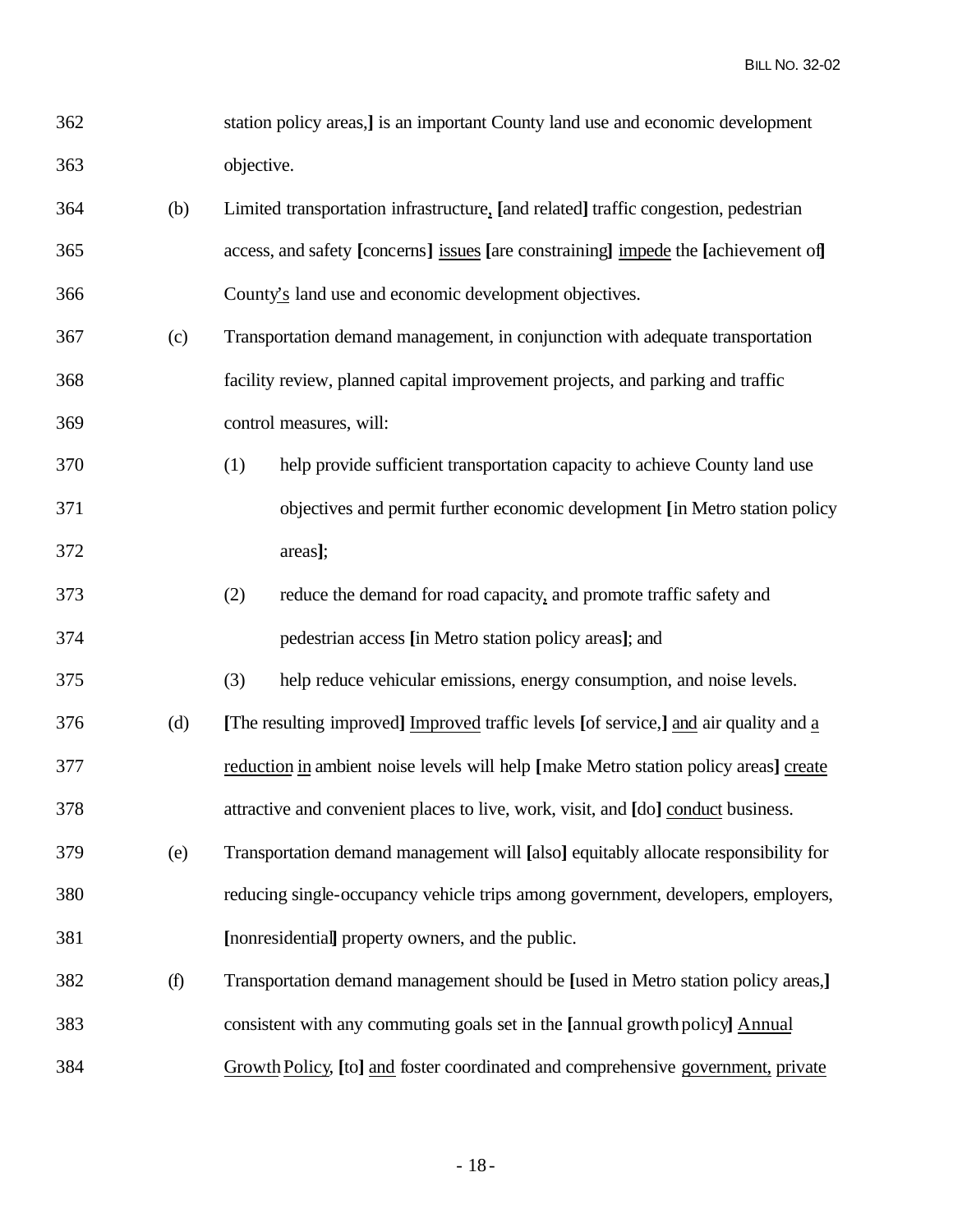362 station policy areas,**]** is an important County land use and economic development

363 objective.

364 (b) Limited transportation infrastructure, **[**and related**]** traffic congestion, pedestrian

365 access, and safety **[**concerns**]** issues **[**are constraining**]** impede the **[**achievement of**]**

366 County's land use and economic development objectives.

367 (c) Transportation demand management, in conjunction with adequate transportation

368 facility review, planned capital improvement projects, and parking and traffic

369 control measures, will:

370 (1) help provide sufficient transportation capacity to achieve County land use

371 objectives and permit further economic development **[**in Metro station policy

372 areas**]**;

373 (2) reduce the demand for road capacity, and promote traffic safety and

374 pedestrian access **[**in Metro station policy areas**]**; and

375 (3) help reduce vehicular emissions, energy consumption, and noise levels.

376 (d) **[**The resulting improved**]** Improved traffic levels **[**of service,**]** and air quality and a

377 reduction in ambient noise levels will help **[**make Metro station policy areas**]** create

378 attractive and convenient places to live, work, visit, and **[**do**]** conduct business.

379 (e) Transportation demand management will **[**also**]** equitably allocate responsibility for

380 reducing single-occupancy vehicle trips among government, developers, employers,

381 **[**nonresidential**]** property owners, and the public.

382 (f) Transportation demand management should be **[**used in Metro station policy areas,**]**

383 consistent with any commuting goals set in the **[**annual growth policy**]** Annual

384 Growth Policy, **[**to**]** and foster coordinated and comprehensive government, private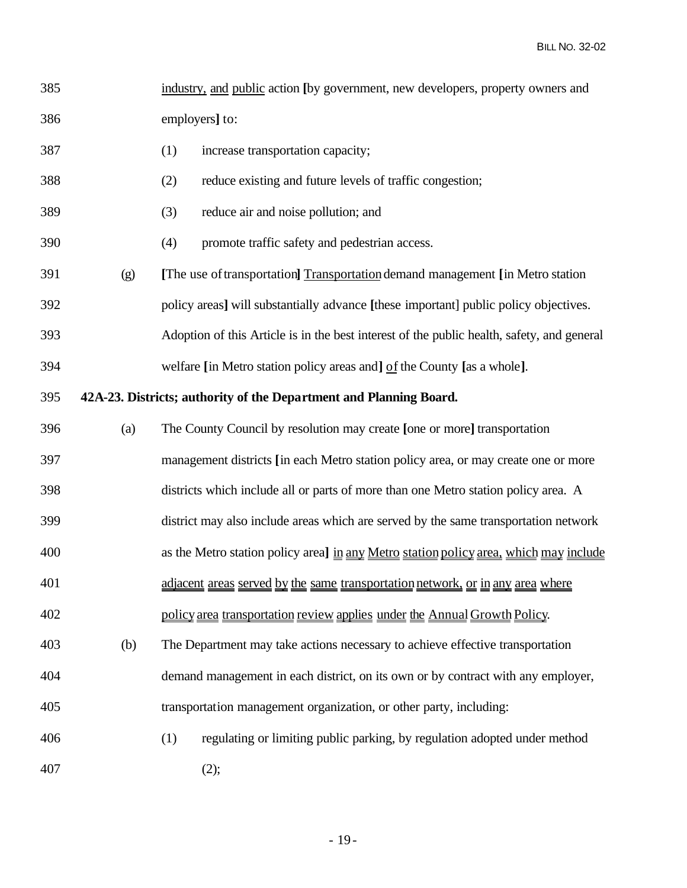385 industry, and public action [by government, new developers, property owners and

386 employers] to:

387 (1) increase transportation capacity;

388 (2) reduce existing and future levels of traffic congestion;

389 (3) reduce air and noise pollution; and

390 (4) promote traffic safety and pedestrian access.

391 (g) [The use of transportation] Transportation demand management [in Metro station

392 policy areas] will substantially advance [these important] public policy objectives.

393 Adoption of this Article is in the best interest of the public health, safety, and general

394 welfare [in Metro station policy areas and] of the County [as a whole].

395 **42A-23. Districts; authority of the Department and Planning Board.**

396 (a) The County Council by resolution may create [one or more] transportation

397 management districts [in each Metro station policy area, or may create one or more

398 districts which include all or parts of more than one Metro station policy area. A

399 district may also include areas which are served by the same transportation network

400 as the Metro station policy area] in any Metro station policy area, which may include

401 adjacent areas served by the same transportation network, or in any area where

402 policy area transportation review applies under the Annual Growth Policy.

403 (b) The Department may take actions necessary to achieve effective transportation

404 demand management in each district, on its own or by contract with any employer,

405 transportation management organization, or other party, including:

406 (1) regulating or limiting public parking, by regulation adopted under method

407 (2);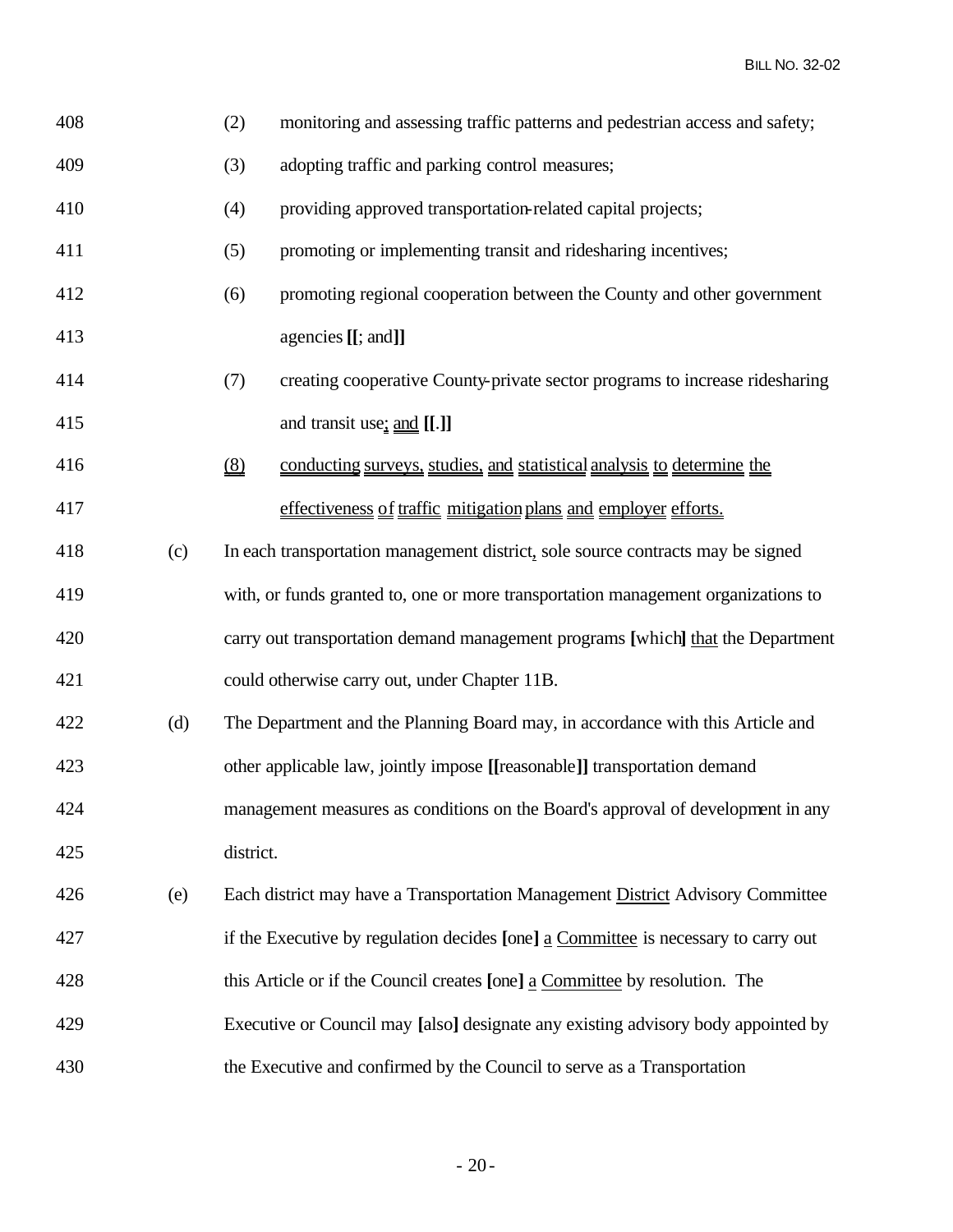408 (2) monitoring and assessing traffic patterns and pedestrian access and safety;

409 (3) adopting traffic and parking control measures;

410 (4) providing approved transportation-related capital projects;

411 (5) promoting or implementing transit and ridesharing incentives;

412 (6) promoting regional cooperation between the County and other government

413 agencies **[[**; and**]]**

414 (7) creating cooperative County-private sector programs to increase ridesharing

415 and transit use; and **[[**.**]]**

416 (8) conducting surveys, studies, and statistical analysis to determine the

417 effectiveness of traffic mitigation plans and employer efforts.

418 (c) In each transportation management district, sole source contracts may be signed

419 with, or funds granted to, one or more transportation management organizations to

420 carry out transportation demand management programs **[**which**]** that the Department

421 could otherwise carry out, under Chapter 11B.

422 (d) The Department and the Planning Board may, in accordance with this Article and

423 other applicable law, jointly impose **[[**reasonable**]]** transportation demand

424 management measures as conditions on the Board's approval of development in any

425 district.

426 (e) Each district may have a Transportation Management District Advisory Committee

427 if the Executive by regulation decides **[**one**]** a Committee is necessary to carry out

428 this Article or if the Council creates **[**one**]** a Committee by resolution. The

429 Executive or Council may **[**also**]** designate any existing advisory body appointed by

430 the Executive and confirmed by the Council to serve as a Transportation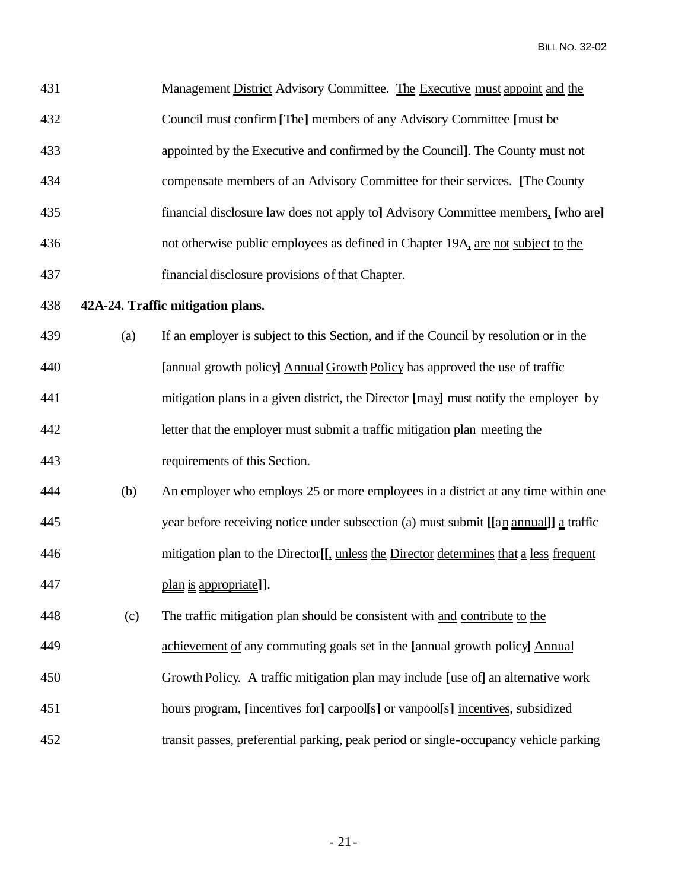431 Management District Advisory Committee. The Executive must appoint and the

432 Council must confirm [The] members of any Advisory Committee [must be

433 appointed by the Executive and confirmed by the Council]. The County must not

434 compensate members of an Advisory Committee for their services. [The County

435 financial disclosure law does not apply to] Advisory Committee members, [who are]

436 not otherwise public employees as defined in Chapter 19A, are not subject to the

437 financial disclosure provisions of that Chapter.

438 **42A-24. Traffic mitigation plans.**

439 (a) If an employer is subject to this Section, and if the Council by resolution or in the

440 [annual growth policy] Annual Growth Policy has approved the use of traffic

441 mitigation plans in a given district, the Director [may] must notify the employer by

442 letter that the employer must submit a traffic mitigation plan meeting the

443 requirements of this Section.

444 (b) An employer who employs 25 or more employees in a district at any time within one

445 year before receiving notice under subsection (a) must submit [[an annual]] a traffic

446 mitigation plan to the Director[[, unless the Director determines that a less frequent

447 plan is appropriate]].

448 (c) The traffic mitigation plan should be consistent with and contribute to the

449 achievement of any commuting goals set in the [annual growth policy] Annual

450 Growth Policy. A traffic mitigation plan may include [use of] an alternative work

451 hours program, [incentives for] carpool[s] or vanpool[s] incentives, subsidized

452 transit passes, preferential parking, peak period or single-occupancy vehicle parking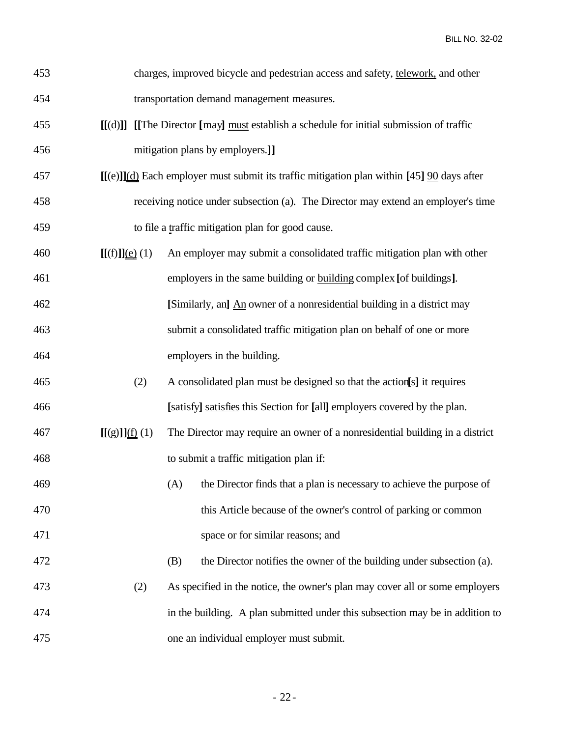453 charges, improved bicycle and pedestrian access and safety, <u>telework,</u> and other

454 transportation demand management measures.

455 **[[**(d)**]]** **[[**The Director **[**may**]** <u>must</u> establish a schedule for initial submission of traffic

456 mitigation plans by employers.**]]**

457 **[[**(e)**]]**<u>(d)</u> Each employer must submit its traffic mitigation plan within **[**45**]** <u>90</u> days after

458 receiving notice under subsection (a). The Director may extend an employer's time

459 to file a <u>t</u>raffic mitigation plan for good cause.

460 **[[**(f)**]]**<u>(e)</u> (1) An employer may submit a consolidated traffic mitigation plan with other

461 employers in the same building or <u>building</u> complex **[**of buildings**]**.

462 **[**Similarly, an**]** <u>An</u> owner of a nonresidential building in a district may

463 submit a consolidated traffic mitigation plan on behalf of one or more

464 employers in the building.

465 (2) A consolidated plan must be designed so that the action**[**s**]** it requires

466 **[**satisfy**]** <u>satisfies</u> this Section for **[**all**]** employers covered by the plan.

467 **[[**(g)**]]**<u>(f)</u> (1) The Director may require an owner of a nonresidential building in a district

468 to submit a traffic mitigation plan if:

469 (A) the Director finds that a plan is necessary to achieve the purpose of

470 this Article because of the owner's control of parking or common

471 space or for similar reasons; and

472 (B) the Director notifies the owner of the building under subsection (a).

473 (2) As specified in the notice, the owner's plan may cover all or some employers

474 in the building. A plan submitted under this subsection may be in addition to

475 one an individual employer must submit.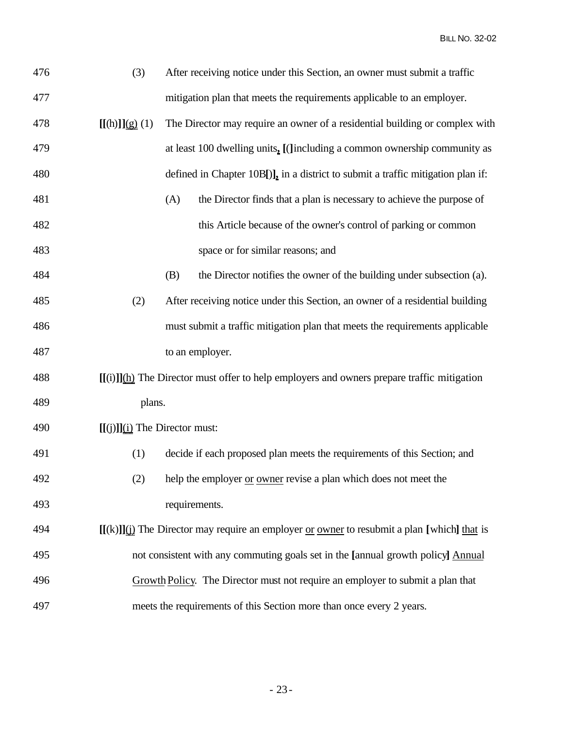476 (3) After receiving notice under this Section, an owner must submit a traffic

477 mitigation plan that meets the requirements applicable to an employer.

478 **[[**(h)**]]**<u>(g)</u> (1) The Director may require an owner of a residential building or complex with

479 at least 100 dwelling units<u>,</u> **[**(**]**including a common ownership community as

480 defined in Chapter 10B**[**)**]**<u>,</u> in a district to submit a traffic mitigation plan if:

481 (A) the Director finds that a plan is necessary to achieve the purpose of

482 this Article because of the owner's control of parking or common

483 space or for similar reasons; and

484 (B) the Director notifies the owner of the building under subsection (a).

485 (2) After receiving notice under this Section, an owner of a residential building

486 must submit a traffic mitigation plan that meets the requirements applicable

487 to an employer.

488 **[[**(i)**]]**<u>(h)</u> The Director must offer to help employers and owners prepare traffic mitigation

489 plans.

490 **[[**(j)**]]**<u>(i)</u> The Director must:

491 (1) decide if each proposed plan meets the requirements of this Section; and

492 (2) help the employer <u>or</u> <u>owner</u> revise a plan which does not meet the

493 requirements.

494 **[[**(k)**]]**<u>(j)</u> The Director may require an employer <u>or</u> <u>owner</u> to resubmit a plan **[**which**]** <u>that</u> is

495 not consistent with any commuting goals set in the **[**annual growth policy**]** <u>Annual</u>

496 <u>Growth</u> <u>Policy</u>. The Director must not require an employer to submit a plan that

497 meets the requirements of this Section more than once every 2 years.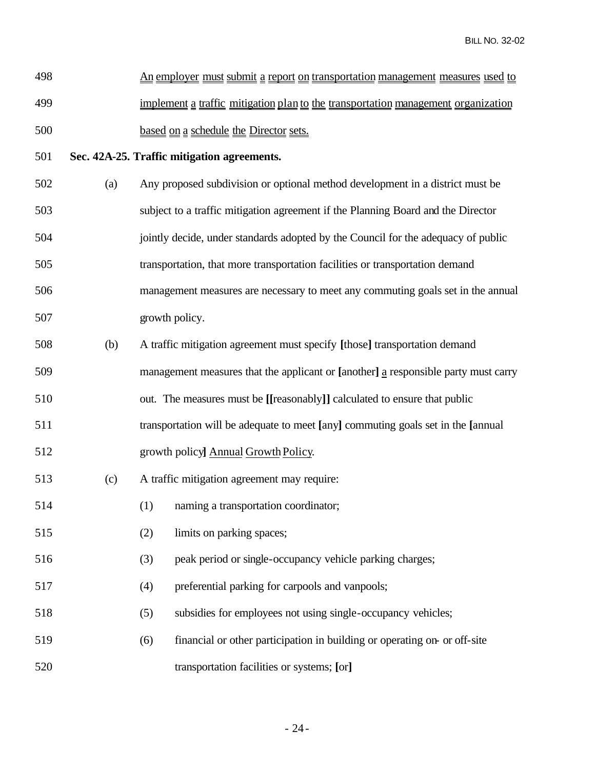498 An employer must submit a report on transportation management measures used to

499 implement a traffic mitigation plan to the transportation management organization

500 based on a schedule the Director sets.

501 **Sec. 42A-25. Traffic mitigation agreements.**

502 (a) Any proposed subdivision or optional method development in a district must be

503 subject to a traffic mitigation agreement if the Planning Board and the Director

504 jointly decide, under standards adopted by the Council for the adequacy of public

505 transportation, that more transportation facilities or transportation demand

506 management measures are necessary to meet any commuting goals set in the annual

507 growth policy.

508 (b) A traffic mitigation agreement must specify **[**those**]** transportation demand

509 management measures that the applicant or **[**another**]** a responsible party must carry

510 out. The measures must be **[[**reasonably**]]** calculated to ensure that public

511 transportation will be adequate to meet **[**any**]** commuting goals set in the **[**annual

512 growth policy**]** Annual Growth Policy.

513 (c) A traffic mitigation agreement may require:

514 (1) naming a transportation coordinator;

515 (2) limits on parking spaces;

516 (3) peak period or single-occupancy vehicle parking charges;

517 (4) preferential parking for carpools and vanpools;

518 (5) subsidies for employees not using single-occupancy vehicles;

519 (6) financial or other participation in building or operating on- or off-site

520 transportation facilities or systems; **[**or**]**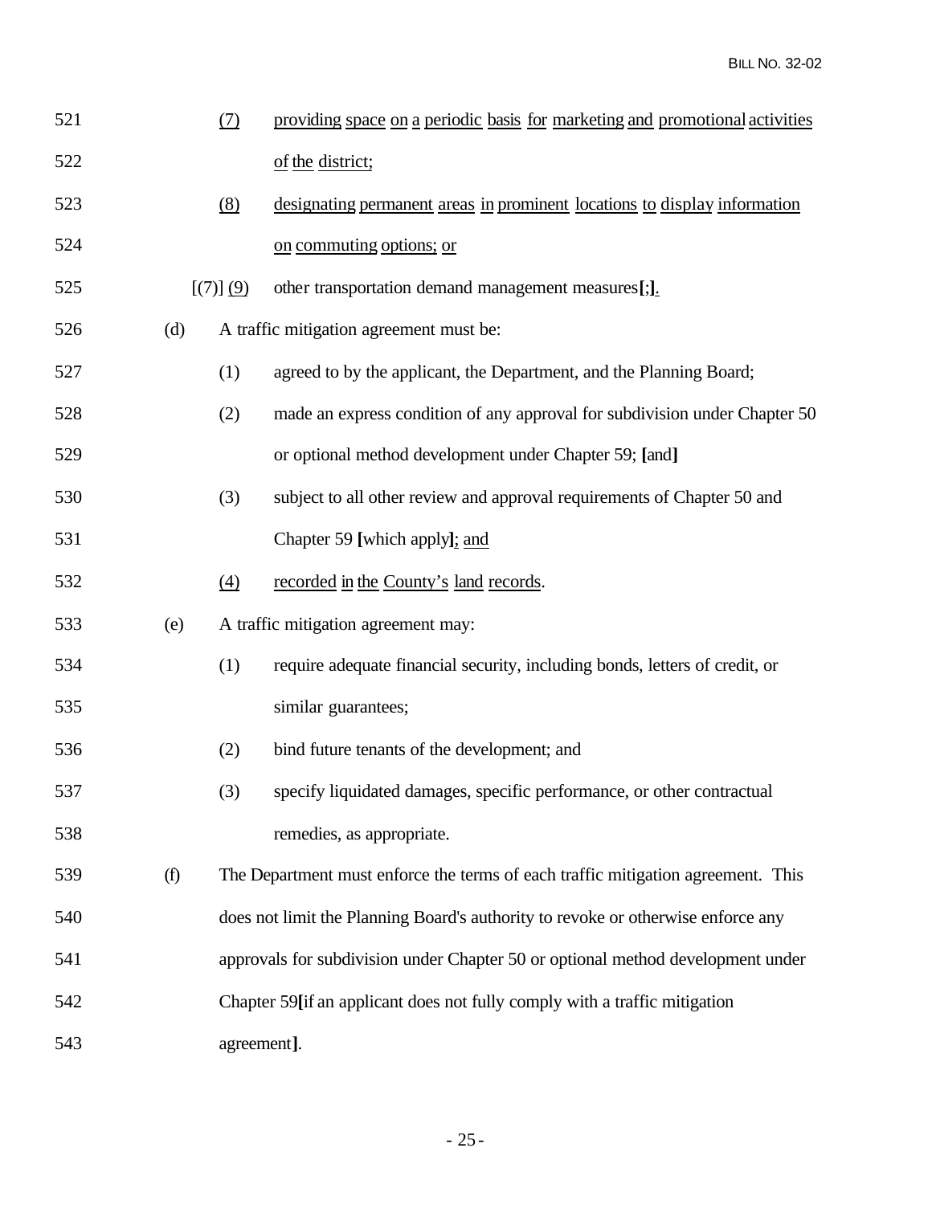521 (7) providing space on a periodic basis for marketing and promotional activities

522 of the district;

523 (8) designating permanent areas in prominent locations to display information

524 on commuting options; or

525 [(7)] (9) other transportation demand management measures[;].

526 (d) A traffic mitigation agreement must be:

527 (1) agreed to by the applicant, the Department, and the Planning Board;

528 (2) made an express condition of any approval for subdivision under Chapter 50

529 or optional method development under Chapter 59; [and]

530 (3) subject to all other review and approval requirements of Chapter 50 and

531 Chapter 59 [which apply]; and

532 (4) recorded in the County's land records.

533 (e) A traffic mitigation agreement may:

534 (1) require adequate financial security, including bonds, letters of credit, or

535 similar guarantees;

536 (2) bind future tenants of the development; and

537 (3) specify liquidated damages, specific performance, or other contractual

538 remedies, as appropriate.

539 (f) The Department must enforce the terms of each traffic mitigation agreement. This

540 does not limit the Planning Board's authority to revoke or otherwise enforce any

541 approvals for subdivision under Chapter 50 or optional method development under

542 Chapter 59[if an applicant does not fully comply with a traffic mitigation

543 agreement].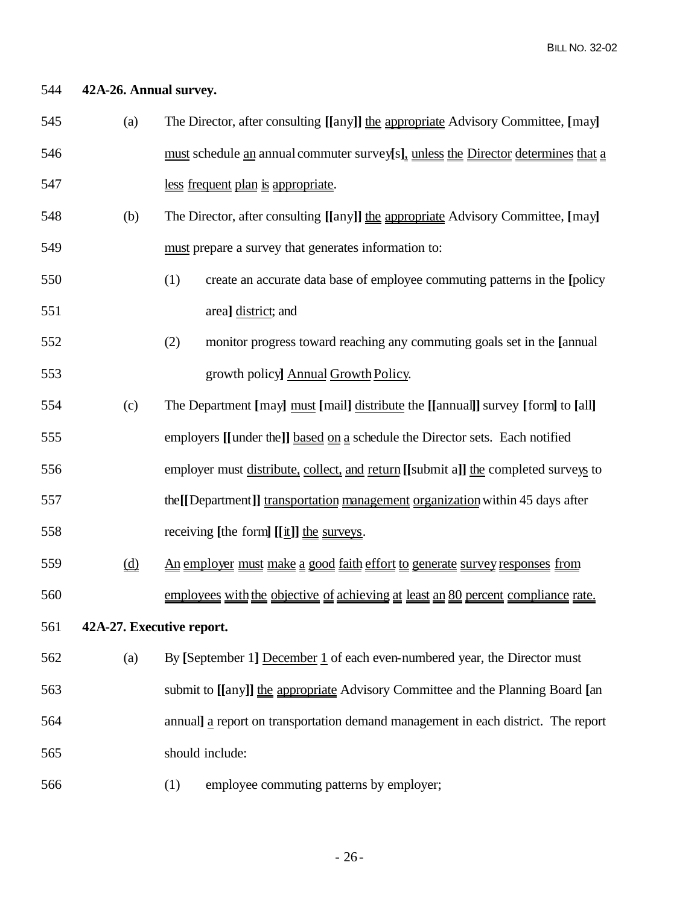544 **42A-26. Annual survey.**

545 (a) The Director, after consulting [[any]] the appropriate Advisory Committee, [may]

546 must schedule an annual commuter survey[s], unless the Director determines that a

547 less frequent plan is appropriate.

548 (b) The Director, after consulting [[any]] the appropriate Advisory Committee, [may]

549 must prepare a survey that generates information to:

550 (1) create an accurate data base of employee commuting patterns in the [policy

551 area] district; and

552 (2) monitor progress toward reaching any commuting goals set in the [annual

553 growth policy] Annual Growth Policy.

554 (c) The Department [may] must [mail] distribute the [[annual]] survey [form] to [all]

555 employers [[under the]] based on a schedule the Director sets. Each notified

556 employer must distribute, collect, and return [[submit a]] the completed surveys to

557 the [[Department]] transportation management organization within 45 days after

558 receiving [the form] [[it]] the surveys.

559 (d) An employer must make a good faith effort to generate survey responses from

560 employees with the objective of achieving at least an 80 percent compliance rate.

561 **42A-27. Executive report.**

562 (a) By [September 1] December 1 of each even-numbered year, the Director must

563 submit to [[any]] the appropriate Advisory Committee and the Planning Board [an

564 annual] a report on transportation demand management in each district. The report

565 should include:

566 (1) employee commuting patterns by employer;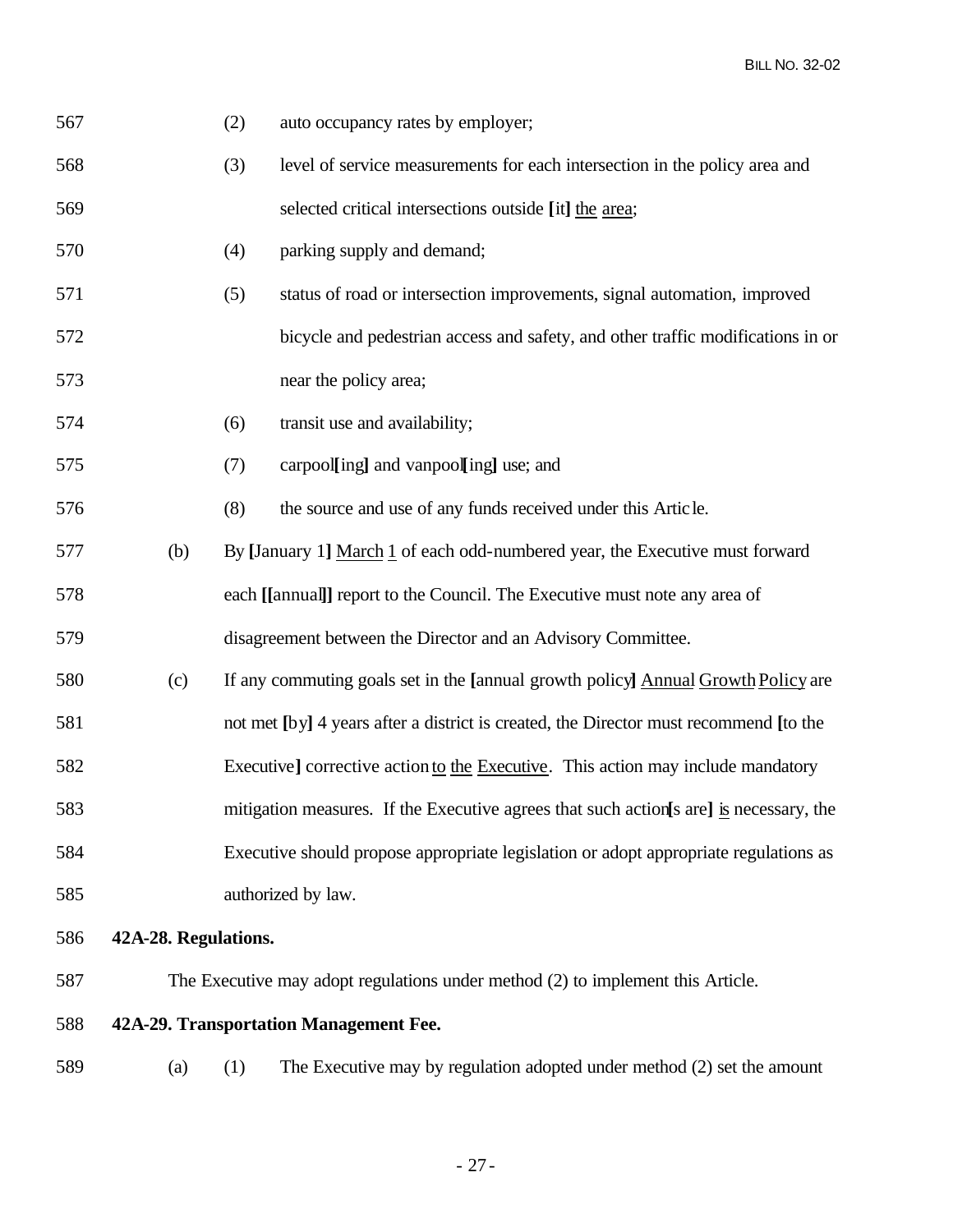567 (2) auto occupancy rates by employer;

568 (3) level of service measurements for each intersection in the policy area and

569 selected critical intersections outside [it] <u>the</u> <u>area</u>;

570 (4) parking supply and demand;

571 (5) status of road or intersection improvements, signal automation, improved

572 bicycle and pedestrian access and safety, and other traffic modifications in or

573 near the policy area;

574 (6) transit use and availability;

575 (7) carpool[ing] and vanpool[ing] use; and

576 (8) the source and use of any funds received under this Article.

577 (b) By [January 1] <u>March</u> <u>1</u> of each odd-numbered year, the Executive must forward

578 each [[annual]] report to the Council. The Executive must note any area of

579 disagreement between the Director and an Advisory Committee.

580 (c) If any commuting goals set in the [annual growth policy] <u>Annual</u> <u>Growth</u> <u>Policy</u> are

581 not met [by] 4 years after a district is created, the Director must recommend [to the

582 Executive] corrective action <u>to</u> <u>the</u> <u>Executive</u>. This action may include mandatory

583 mitigation measures. If the Executive agrees that such action[s are] <u>is</u> necessary, the

584 Executive should propose appropriate legislation or adopt appropriate regulations as

585 authorized by law.

586 **42A-28. Regulations.**

587 The Executive may adopt regulations under method (2) to implement this Article.

588 **42A-29. Transportation Management Fee.**

589 (a) (1) The Executive may by regulation adopted under method (2) set the amount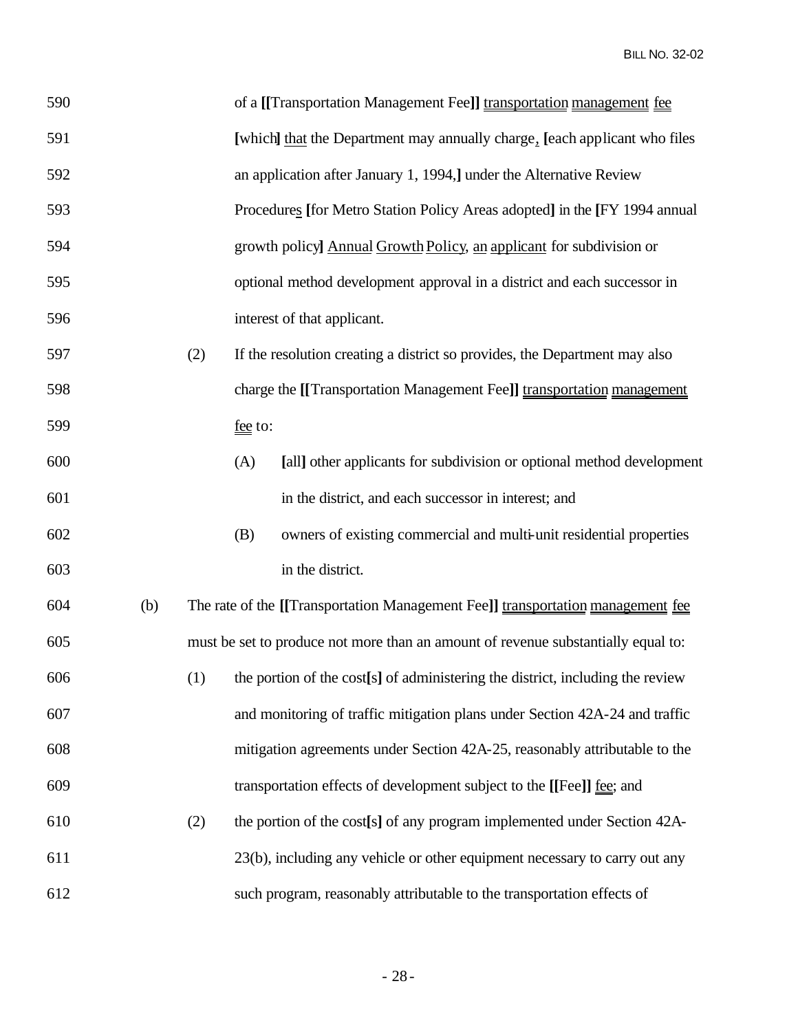590 of a **[[**Transportation Management Fee**]]** transportation management fee

591 **[**which**]** that the Department may annually charge, **[**each applicant who files

592 an application after January 1, 1994,**]** under the Alternative Review

593 Procedures **[**for Metro Station Policy Areas adopted**]** in the **[**FY 1994 annual

594 growth policy**]** Annual Growth Policy, an applicant for subdivision or

595 optional method development approval in a district and each successor in

596 interest of that applicant.

597 (2) If the resolution creating a district so provides, the Department may also

598 charge the **[[**Transportation Management Fee**]]** transportation management

599 fee to:

600 (A) **[**all**]** other applicants for subdivision or optional method development

601 in the district, and each successor in interest; and

602 (B) owners of existing commercial and multi-unit residential properties

603 in the district.

604 (b) The rate of the **[[**Transportation Management Fee**]]** transportation management fee

605 must be set to produce not more than an amount of revenue substantially equal to:

606 (1) the portion of the cost**[**s**]** of administering the district, including the review

607 and monitoring of traffic mitigation plans under Section 42A-24 and traffic

608 mitigation agreements under Section 42A-25, reasonably attributable to the

609 transportation effects of development subject to the **[[**Fee**]]** fee; and

610 (2) the portion of the cost**[**s**]** of any program implemented under Section 42A-

611 23(b), including any vehicle or other equipment necessary to carry out any

612 such program, reasonably attributable to the transportation effects of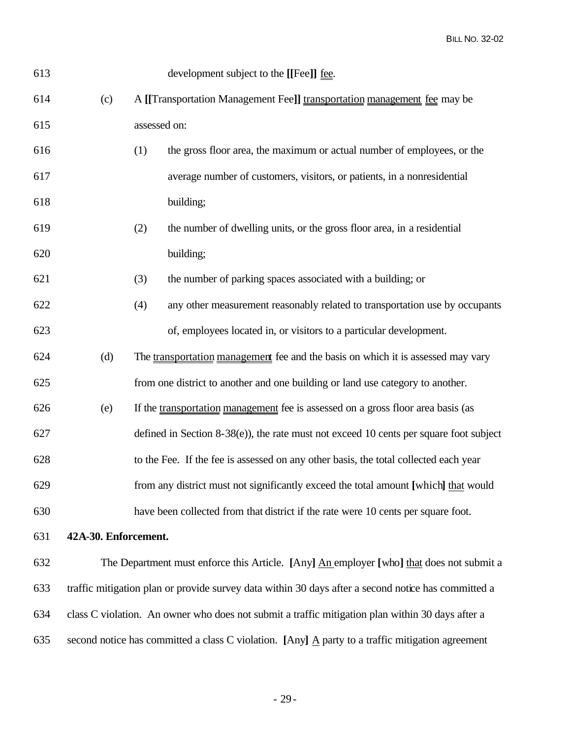613 development subject to the **[[**Fee**]]** fee.

614 (c) A **[[**Transportation Management Fee**]]** transportation management fee may be

615 assessed on:

616 (1) the gross floor area, the maximum or actual number of employees, or the

617 average number of customers, visitors, or patients, in a nonresidential

618 building;

619 (2) the number of dwelling units, or the gross floor area, in a residential

620 building;

621 (3) the number of parking spaces associated with a building; or

622 (4) any other measurement reasonably related to transportation use by occupants

623 of, employees located in, or visitors to a particular development.

624 (d) The transportation management fee and the basis on which it is assessed may vary

625 from one district to another and one building or land use category to another.

626 (e) If the transportation management fee is assessed on a gross floor area basis (as

627 defined in Section 8-38(e)), the rate must not exceed 10 cents per square foot subject

628 to the Fee. If the fee is assessed on any other basis, the total collected each year

629 from any district must not significantly exceed the total amount **[**which**]** that would

630 have been collected from that district if the rate were 10 cents per square foot.

631 **42A-30. Enforcement.**

632 The Department must enforce this Article. **[**Any**]** An employer **[**who**]** that does not submit a

633 traffic mitigation plan or provide survey data within 30 days after a second notice has committed a

634 class C violation. An owner who does not submit a traffic mitigation plan within 30 days after a

635 second notice has committed a class C violation. **[**Any**]** A party to a traffic mitigation agreement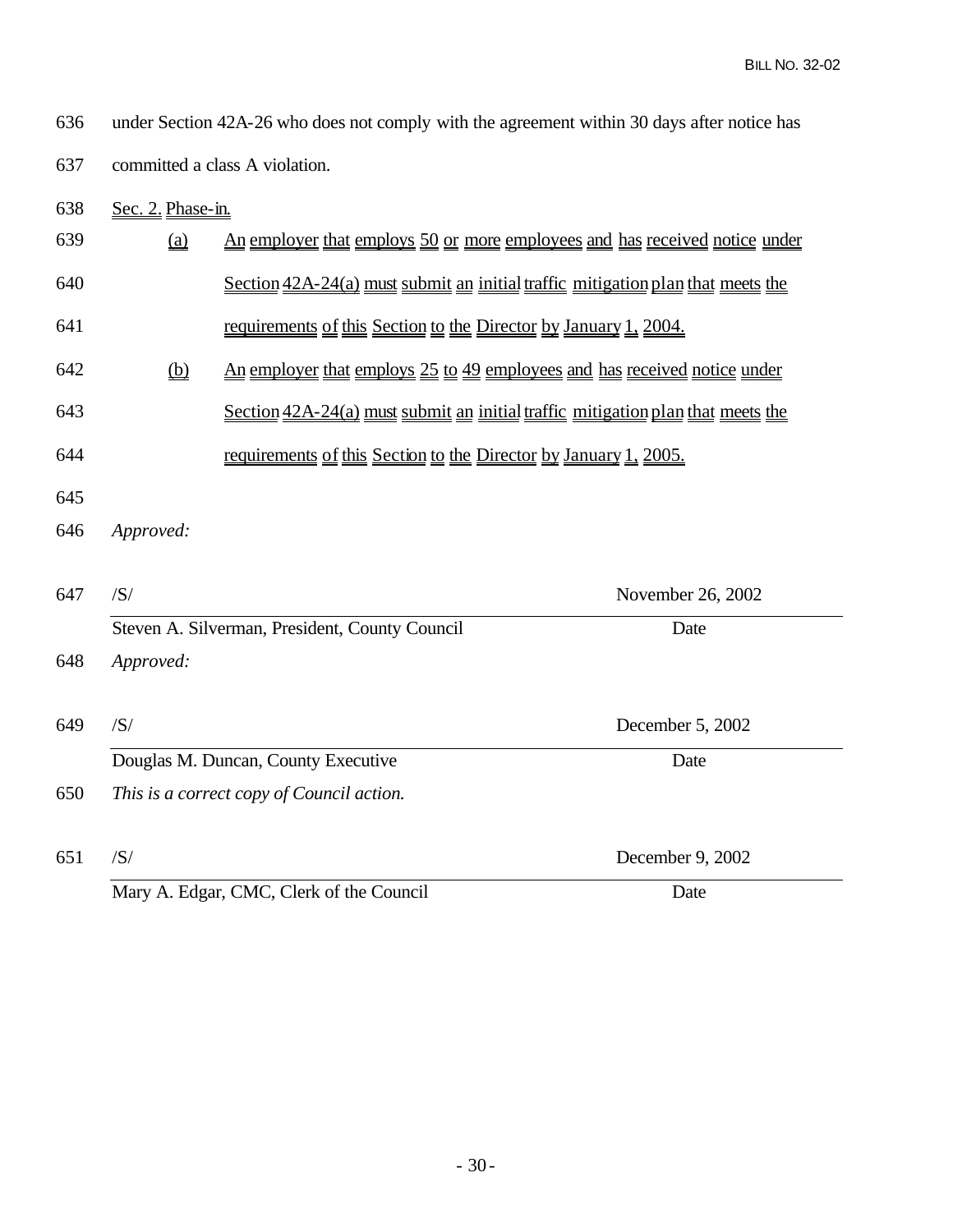636 under Section 42A-26 who does not comply with the agreement within 30 days after notice has

637 committed a class A violation.

638 Sec. 2. Phase-in.

639 (a) An employer that employs 50 or more employees and has received notice under

640 Section 42A-24(a) must submit an initial traffic mitigation plan that meets the

641 requirements of this Section to the Director by January 1, 2004.

642 (b) An employer that employs 25 to 49 employees and has received notice under

643 Section 42A-24(a) must submit an initial traffic mitigation plan that meets the

644 requirements of this Section to the Director by January 1, 2005.

645

646 *Approved:*

647 /S/ November 26, 2002

Steven A. Silverman, President, County Council — Date

648 *Approved:*

649 /S/ December 5, 2002

Douglas M. Duncan, County Executive — Date

650 *This is a correct copy of Council action.*

651 /S/ December 9, 2002

Mary A. Edgar, CMC, Clerk of the Council — Date